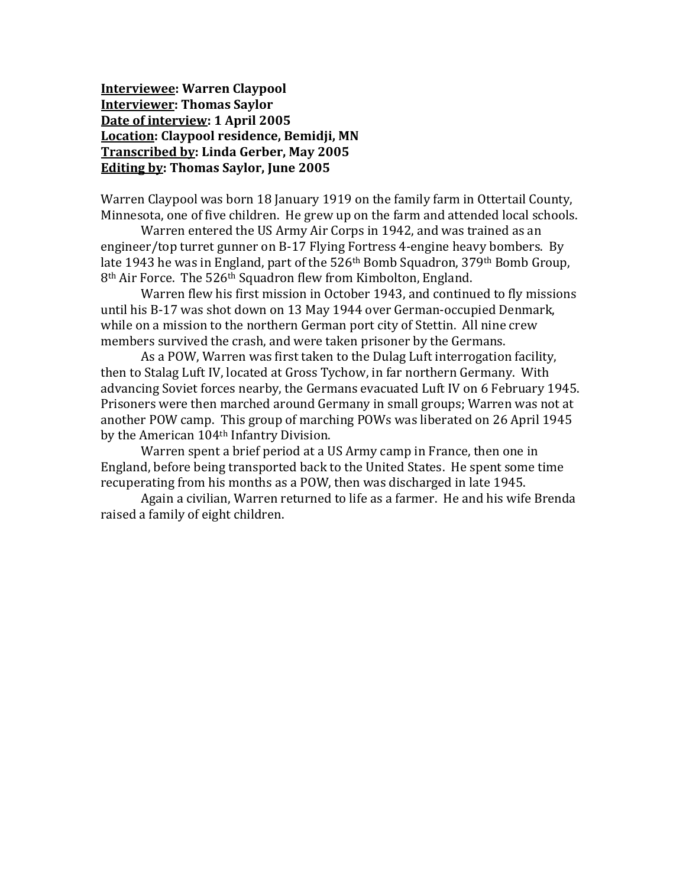**<u>Interviewee</u>: Warren Claypool**
**<u>Interviewer</u>: Thomas Saylor**
**<u>Date of interview</u>: 1 April 2005**
**<u>Location</u>: Claypool residence, Bemidji, MN**
**<u>Transcribed by</u>: Linda Gerber, May 2005**
**<u>Editing by</u>: Thomas Saylor, June 2005**

Warren Claypool was born 18 January 1919 on the family farm in Ottertail County, Minnesota, one of five children. He grew up on the farm and attended local schools.

Warren entered the US Army Air Corps in 1942, and was trained as an engineer/top turret gunner on B-17 Flying Fortress 4-engine heavy bombers. By late 1943 he was in England, part of the 526th Bomb Squadron, 379th Bomb Group, 8th Air Force. The 526th Squadron flew from Kimbolton, England.

Warren flew his first mission in October 1943, and continued to fly missions until his B-17 was shot down on 13 May 1944 over German-occupied Denmark, while on a mission to the northern German port city of Stettin. All nine crew members survived the crash, and were taken prisoner by the Germans.

As a POW, Warren was first taken to the Dulag Luft interrogation facility, then to Stalag Luft IV, located at Gross Tychow, in far northern Germany. With advancing Soviet forces nearby, the Germans evacuated Luft IV on 6 February 1945. Prisoners were then marched around Germany in small groups; Warren was not at another POW camp. This group of marching POWs was liberated on 26 April 1945 by the American 104th Infantry Division.

Warren spent a brief period at a US Army camp in France, then one in England, before being transported back to the United States. He spent some time recuperating from his months as a POW, then was discharged in late 1945.

Again a civilian, Warren returned to life as a farmer. He and his wife Brenda raised a family of eight children.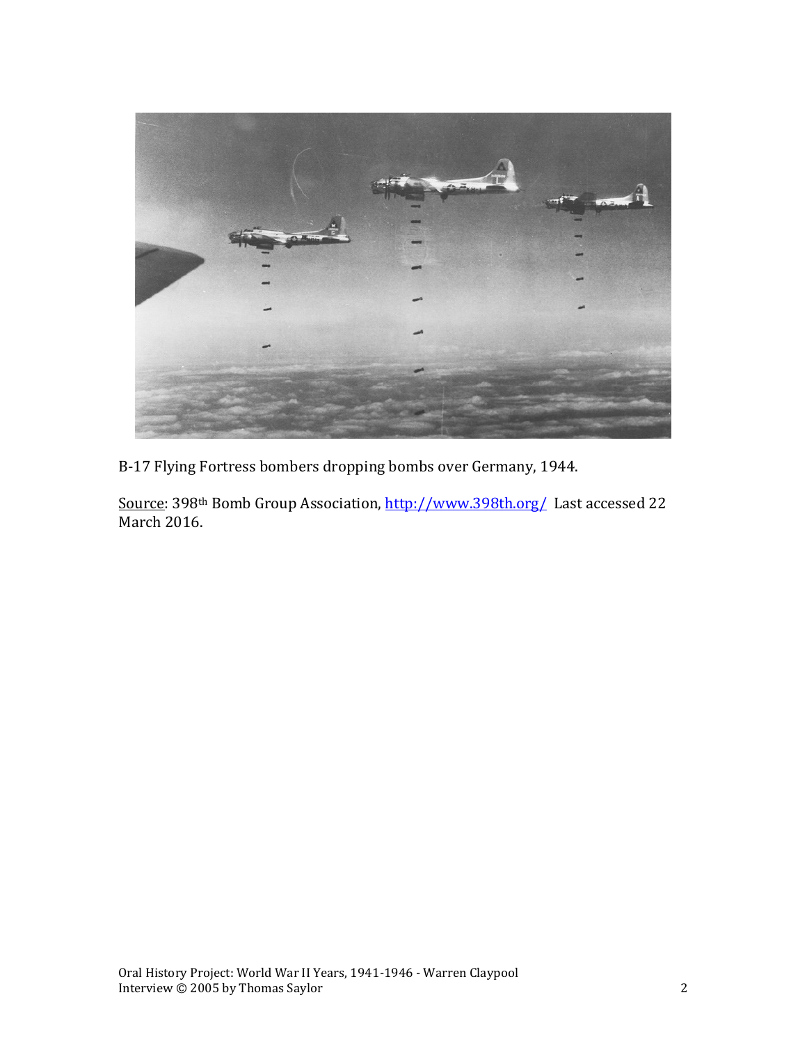B-17 Flying Fortress bombers dropping bombs over Germany, 1944.

Source: 398th Bomb Group Association, http://www.398th.org/ Last accessed 22 March 2016.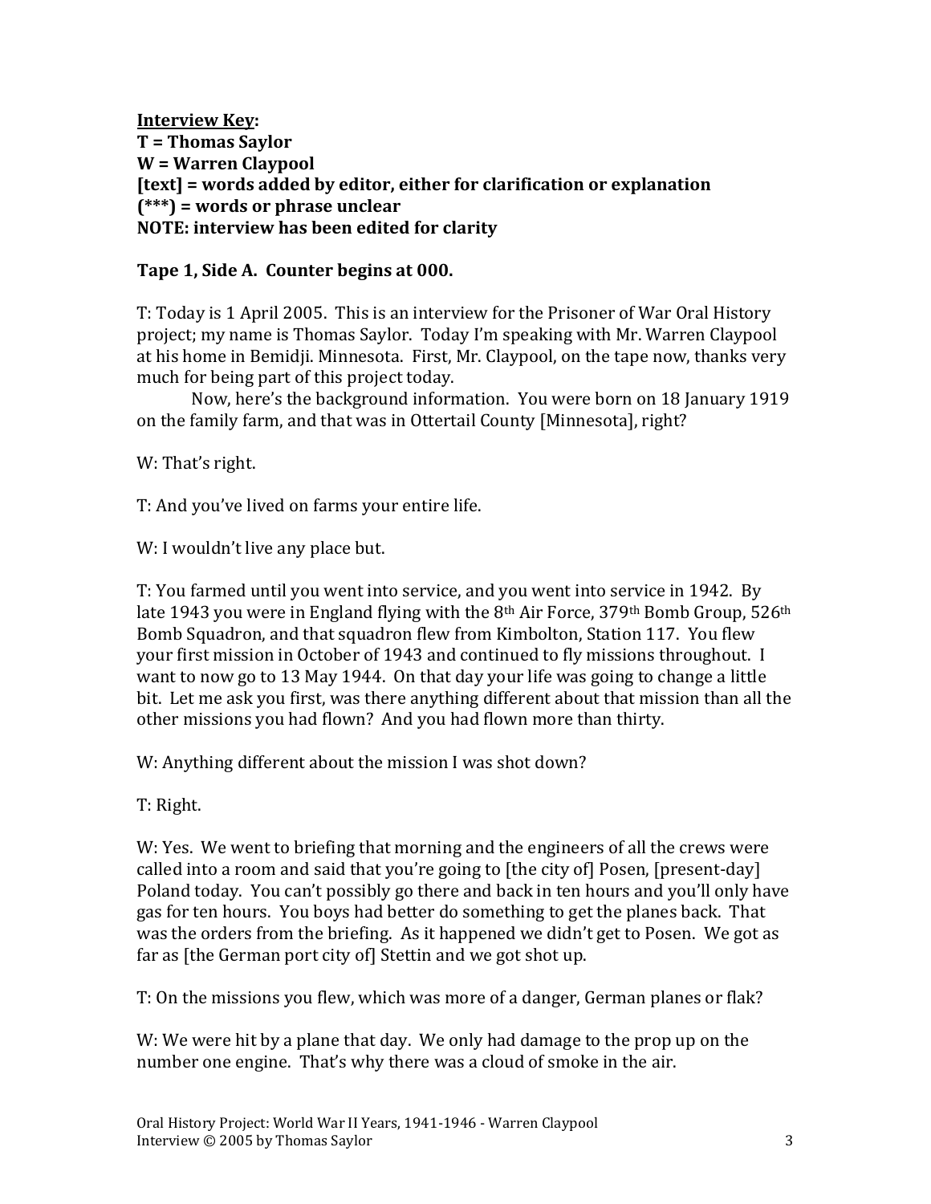**Interview Key:**
**T = Thomas Saylor**
**W = Warren Claypool**
**[text] = words added by editor, either for clarification or explanation**
**(***) = words or phrase unclear**
**NOTE: interview has been edited for clarity**

**Tape 1, Side A. Counter begins at 000.**

T: Today is 1 April 2005. This is an interview for the Prisoner of War Oral History project; my name is Thomas Saylor. Today I'm speaking with Mr. Warren Claypool at his home in Bemidji. Minnesota. First, Mr. Claypool, on the tape now, thanks very much for being part of this project today.

Now, here's the background information. You were born on 18 January 1919 on the family farm, and that was in Ottertail County [Minnesota], right?

W: That's right.

T: And you've lived on farms your entire life.

W: I wouldn't live any place but.

T: You farmed until you went into service, and you went into service in 1942. By late 1943 you were in England flying with the 8th Air Force, 379th Bomb Group, 526th Bomb Squadron, and that squadron flew from Kimbolton, Station 117. You flew your first mission in October of 1943 and continued to fly missions throughout. I want to now go to 13 May 1944. On that day your life was going to change a little bit. Let me ask you first, was there anything different about that mission than all the other missions you had flown? And you had flown more than thirty.

W: Anything different about the mission I was shot down?

T: Right.

W: Yes. We went to briefing that morning and the engineers of all the crews were called into a room and said that you're going to [the city of] Posen, [present-day] Poland today. You can't possibly go there and back in ten hours and you'll only have gas for ten hours. You boys had better do something to get the planes back. That was the orders from the briefing. As it happened we didn't get to Posen. We got as far as [the German port city of] Stettin and we got shot up.

T: On the missions you flew, which was more of a danger, German planes or flak?

W: We were hit by a plane that day. We only had damage to the prop up on the number one engine. That's why there was a cloud of smoke in the air.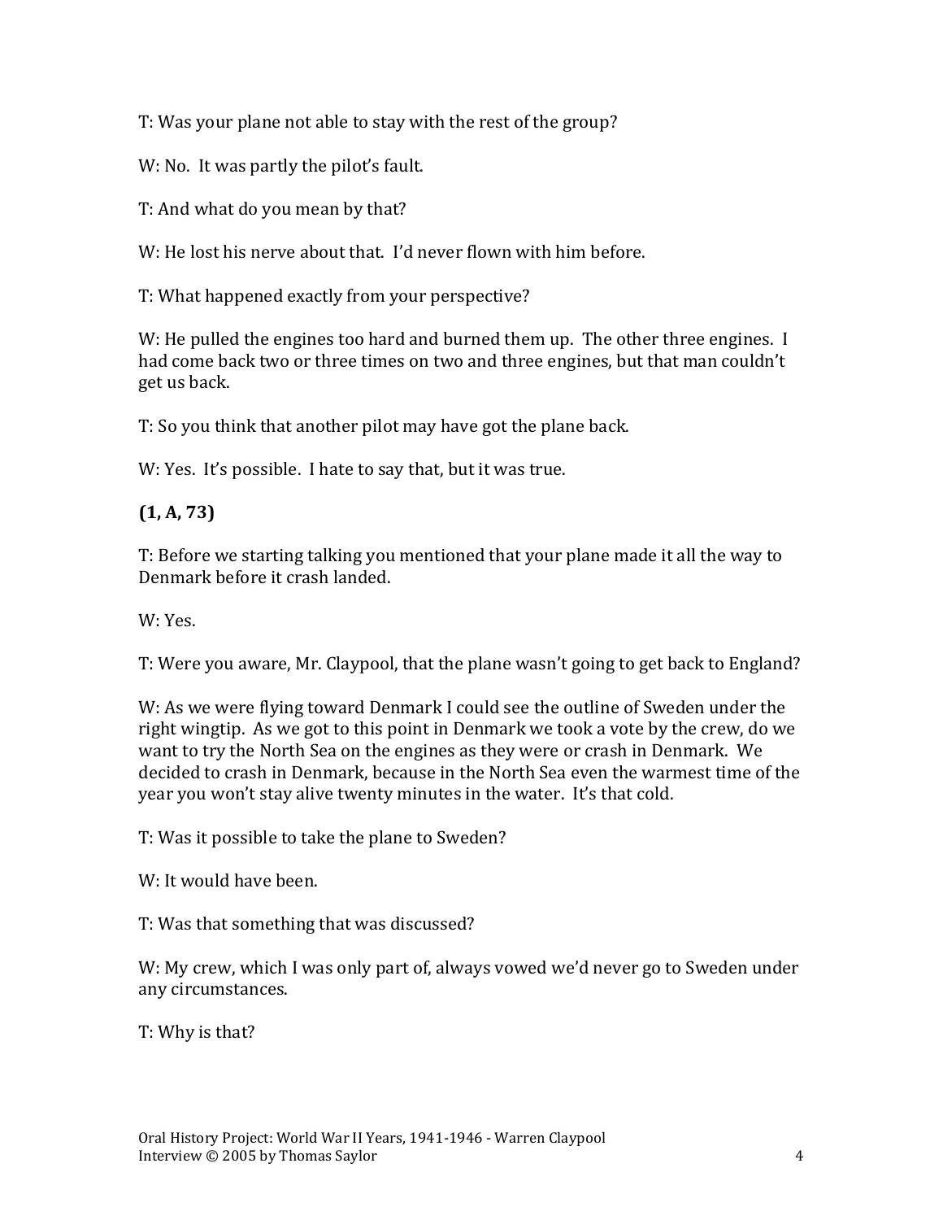T: Was your plane not able to stay with the rest of the group?

W: No. It was partly the pilot's fault.

T: And what do you mean by that?

W: He lost his nerve about that. I'd never flown with him before.

T: What happened exactly from your perspective?

W: He pulled the engines too hard and burned them up. The other three engines. I had come back two or three times on two and three engines, but that man couldn't get us back.

T: So you think that another pilot may have got the plane back.

W: Yes. It's possible. I hate to say that, but it was true.

**(1, A, 73)**

T: Before we starting talking you mentioned that your plane made it all the way to Denmark before it crash landed.

W: Yes.

T: Were you aware, Mr. Claypool, that the plane wasn't going to get back to England?

W: As we were flying toward Denmark I could see the outline of Sweden under the right wingtip. As we got to this point in Denmark we took a vote by the crew, do we want to try the North Sea on the engines as they were or crash in Denmark. We decided to crash in Denmark, because in the North Sea even the warmest time of the year you won't stay alive twenty minutes in the water. It's that cold.

T: Was it possible to take the plane to Sweden?

W: It would have been.

T: Was that something that was discussed?

W: My crew, which I was only part of, always vowed we'd never go to Sweden under any circumstances.

T: Why is that?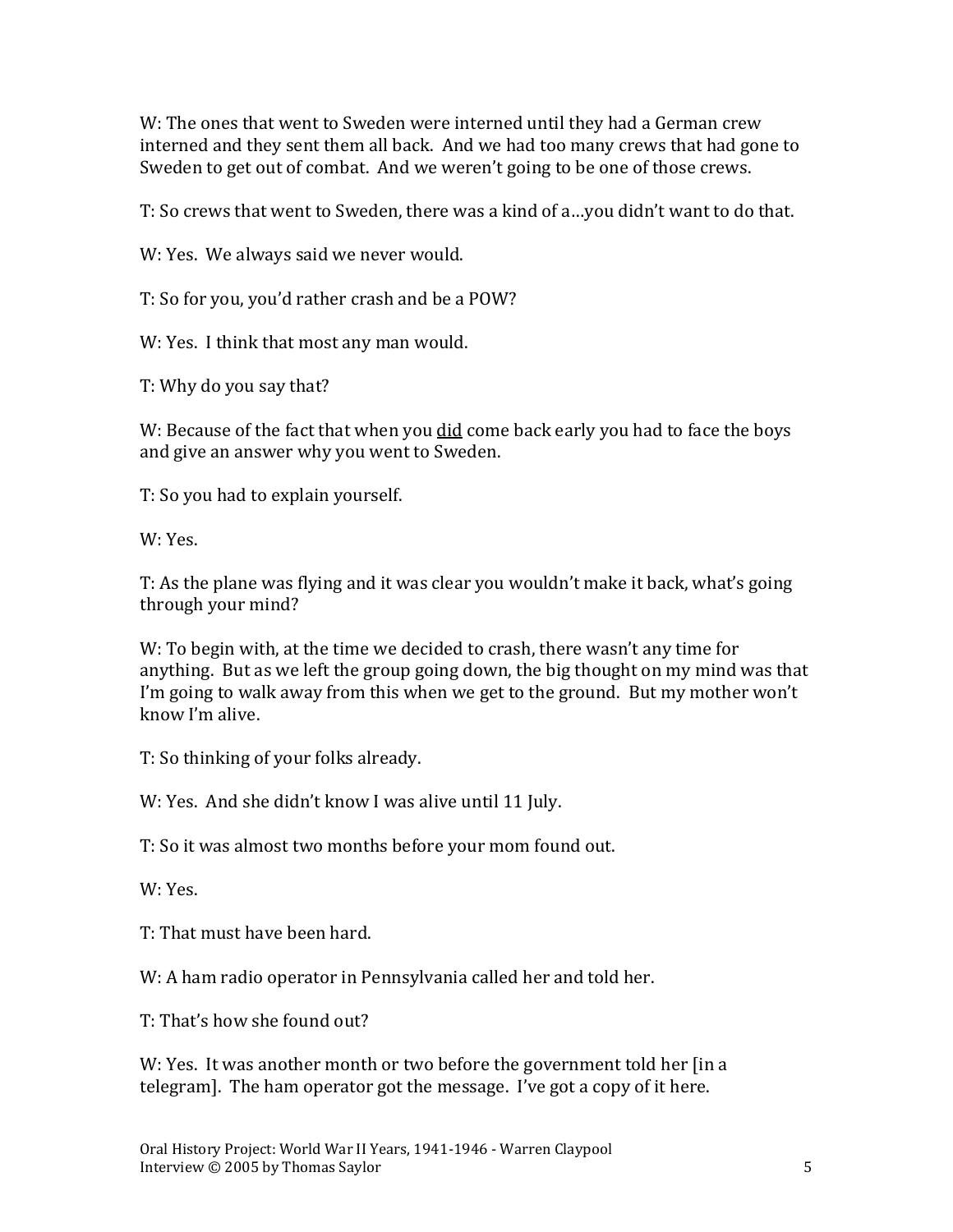W: The ones that went to Sweden were interned until they had a German crew interned and they sent them all back. And we had too many crews that had gone to Sweden to get out of combat. And we weren't going to be one of those crews.

T: So crews that went to Sweden, there was a kind of a…you didn't want to do that.

W: Yes. We always said we never would.

T: So for you, you'd rather crash and be a POW?

W: Yes. I think that most any man would.

T: Why do you say that?

W: Because of the fact that when you <u>did</u> come back early you had to face the boys and give an answer why you went to Sweden.

T: So you had to explain yourself.

W: Yes.

T: As the plane was flying and it was clear you wouldn't make it back, what's going through your mind?

W: To begin with, at the time we decided to crash, there wasn't any time for anything. But as we left the group going down, the big thought on my mind was that I'm going to walk away from this when we get to the ground. But my mother won't know I'm alive.

T: So thinking of your folks already.

W: Yes. And she didn't know I was alive until 11 July.

T: So it was almost two months before your mom found out.

W: Yes.

T: That must have been hard.

W: A ham radio operator in Pennsylvania called her and told her.

T: That's how she found out?

W: Yes. It was another month or two before the government told her [in a telegram]. The ham operator got the message. I've got a copy of it here.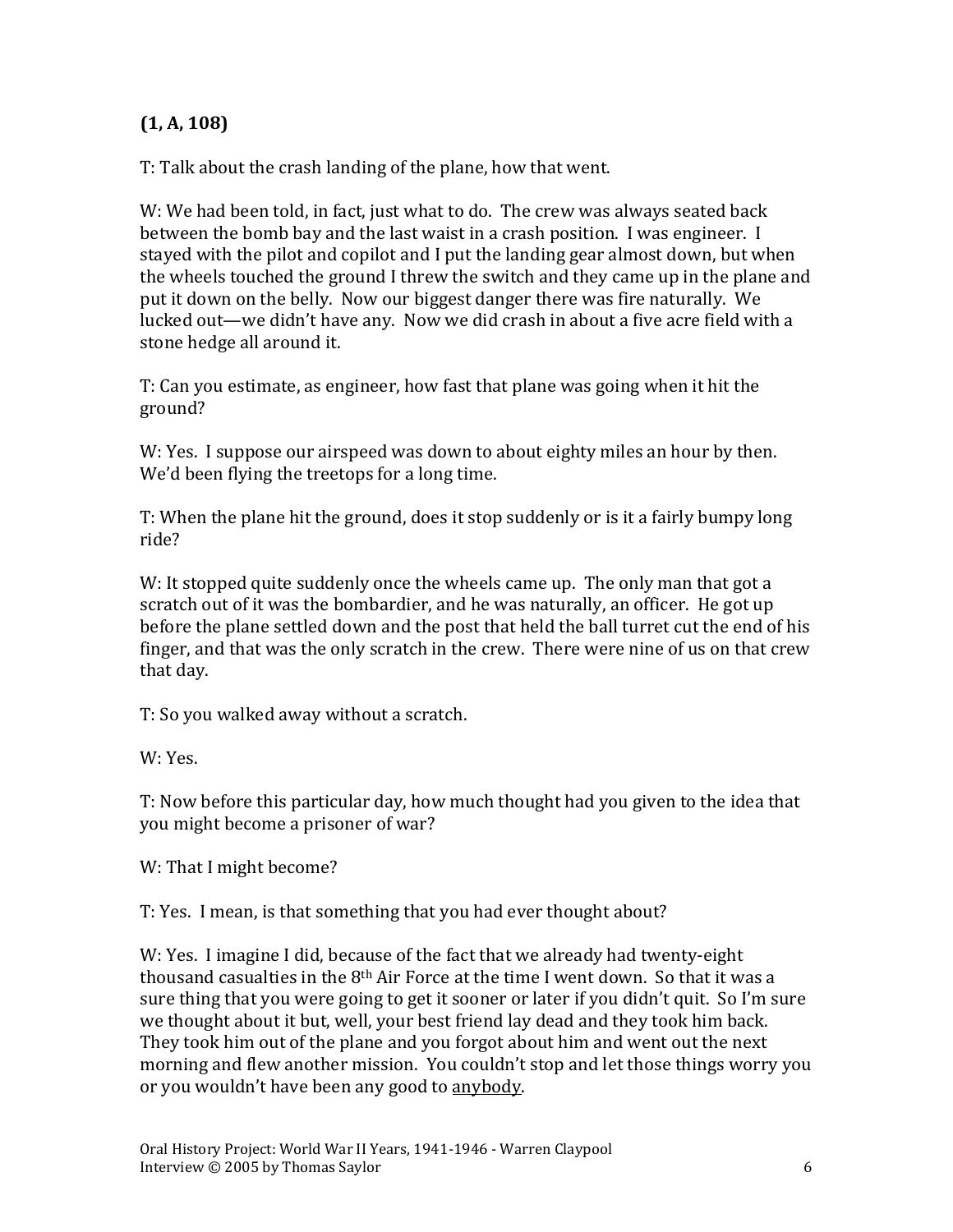**(1, A, 108)**

T: Talk about the crash landing of the plane, how that went.

W: We had been told, in fact, just what to do. The crew was always seated back between the bomb bay and the last waist in a crash position. I was engineer. I stayed with the pilot and copilot and I put the landing gear almost down, but when the wheels touched the ground I threw the switch and they came up in the plane and put it down on the belly. Now our biggest danger there was fire naturally. We lucked out—we didn't have any. Now we did crash in about a five acre field with a stone hedge all around it.

T: Can you estimate, as engineer, how fast that plane was going when it hit the ground?

W: Yes. I suppose our airspeed was down to about eighty miles an hour by then. We'd been flying the treetops for a long time.

T: When the plane hit the ground, does it stop suddenly or is it a fairly bumpy long ride?

W: It stopped quite suddenly once the wheels came up. The only man that got a scratch out of it was the bombardier, and he was naturally, an officer. He got up before the plane settled down and the post that held the ball turret cut the end of his finger, and that was the only scratch in the crew. There were nine of us on that crew that day.

T: So you walked away without a scratch.

W: Yes.

T: Now before this particular day, how much thought had you given to the idea that you might become a prisoner of war?

W: That I might become?

T: Yes. I mean, is that something that you had ever thought about?

W: Yes. I imagine I did, because of the fact that we already had twenty-eight thousand casualties in the 8th Air Force at the time I went down. So that it was a sure thing that you were going to get it sooner or later if you didn't quit. So I'm sure we thought about it but, well, your best friend lay dead and they took him back. They took him out of the plane and you forgot about him and went out the next morning and flew another mission. You couldn't stop and let those things worry you or you wouldn't have been any good to <u>anybody</u>.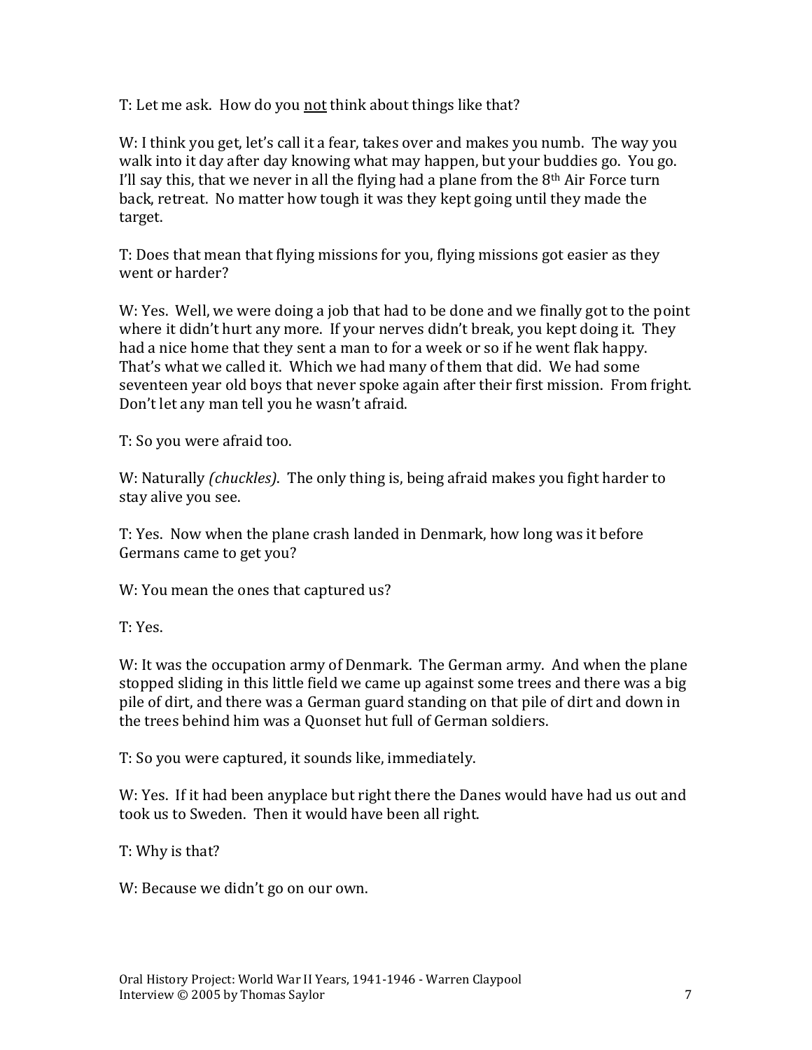T: Let me ask. How do you <u>not</u> think about things like that?

W: I think you get, let's call it a fear, takes over and makes you numb. The way you walk into it day after day knowing what may happen, but your buddies go. You go. I'll say this, that we never in all the flying had a plane from the 8th Air Force turn back, retreat. No matter how tough it was they kept going until they made the target.

T: Does that mean that flying missions for you, flying missions got easier as they went or harder?

W: Yes. Well, we were doing a job that had to be done and we finally got to the point where it didn't hurt any more. If your nerves didn't break, you kept doing it. They had a nice home that they sent a man to for a week or so if he went flak happy. That's what we called it. Which we had many of them that did. We had some seventeen year old boys that never spoke again after their first mission. From fright. Don't let any man tell you he wasn't afraid.

T: So you were afraid too.

W: Naturally *(chuckles)*. The only thing is, being afraid makes you fight harder to stay alive you see.

T: Yes. Now when the plane crash landed in Denmark, how long was it before Germans came to get you?

W: You mean the ones that captured us?

T: Yes.

W: It was the occupation army of Denmark. The German army. And when the plane stopped sliding in this little field we came up against some trees and there was a big pile of dirt, and there was a German guard standing on that pile of dirt and down in the trees behind him was a Quonset hut full of German soldiers.

T: So you were captured, it sounds like, immediately.

W: Yes. If it had been anyplace but right there the Danes would have had us out and took us to Sweden. Then it would have been all right.

T: Why is that?

W: Because we didn't go on our own.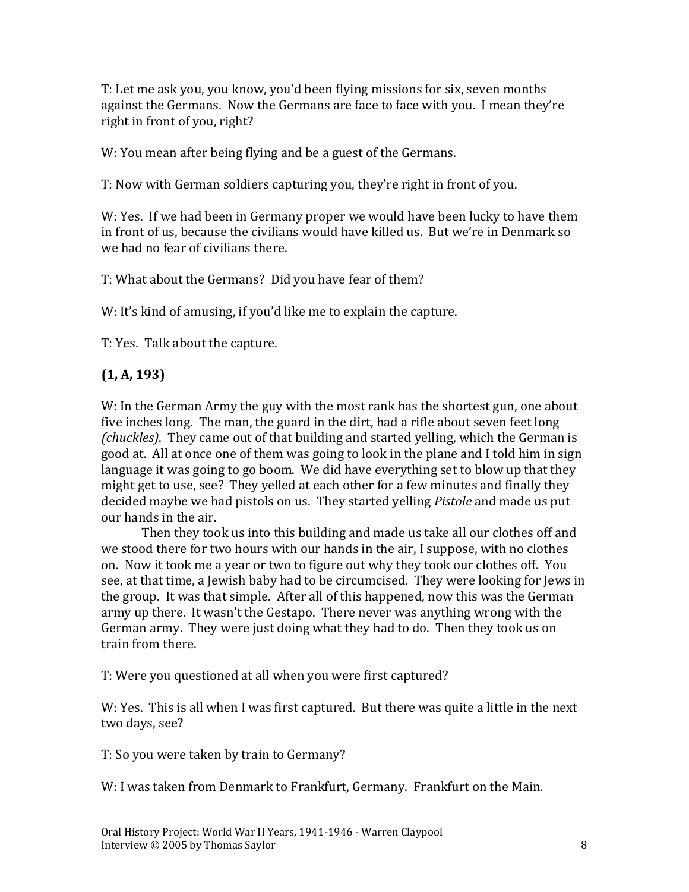T: Let me ask you, you know, you'd been flying missions for six, seven months against the Germans. Now the Germans are face to face with you. I mean they're right in front of you, right?

W: You mean after being flying and be a guest of the Germans.

T: Now with German soldiers capturing you, they're right in front of you.

W: Yes. If we had been in Germany proper we would have been lucky to have them in front of us, because the civilians would have killed us. But we're in Denmark so we had no fear of civilians there.

T: What about the Germans? Did you have fear of them?

W: It's kind of amusing, if you'd like me to explain the capture.

T: Yes. Talk about the capture.

**(1, A, 193)**

W: In the German Army the guy with the most rank has the shortest gun, one about five inches long. The man, the guard in the dirt, had a rifle about seven feet long *(chuckles)*. They came out of that building and started yelling, which the German is good at. All at once one of them was going to look in the plane and I told him in sign language it was going to go boom. We did have everything set to blow up that they might get to use, see? They yelled at each other for a few minutes and finally they decided maybe we had pistols on us. They started yelling *Pistole* and made us put our hands in the air.

Then they took us into this building and made us take all our clothes off and we stood there for two hours with our hands in the air, I suppose, with no clothes on. Now it took me a year or two to figure out why they took our clothes off. You see, at that time, a Jewish baby had to be circumcised. They were looking for Jews in the group. It was that simple. After all of this happened, now this was the German army up there. It wasn't the Gestapo. There never was anything wrong with the German army. They were just doing what they had to do. Then they took us on train from there.

T: Were you questioned at all when you were first captured?

W: Yes. This is all when I was first captured. But there was quite a little in the next two days, see?

T: So you were taken by train to Germany?

W: I was taken from Denmark to Frankfurt, Germany. Frankfurt on the Main.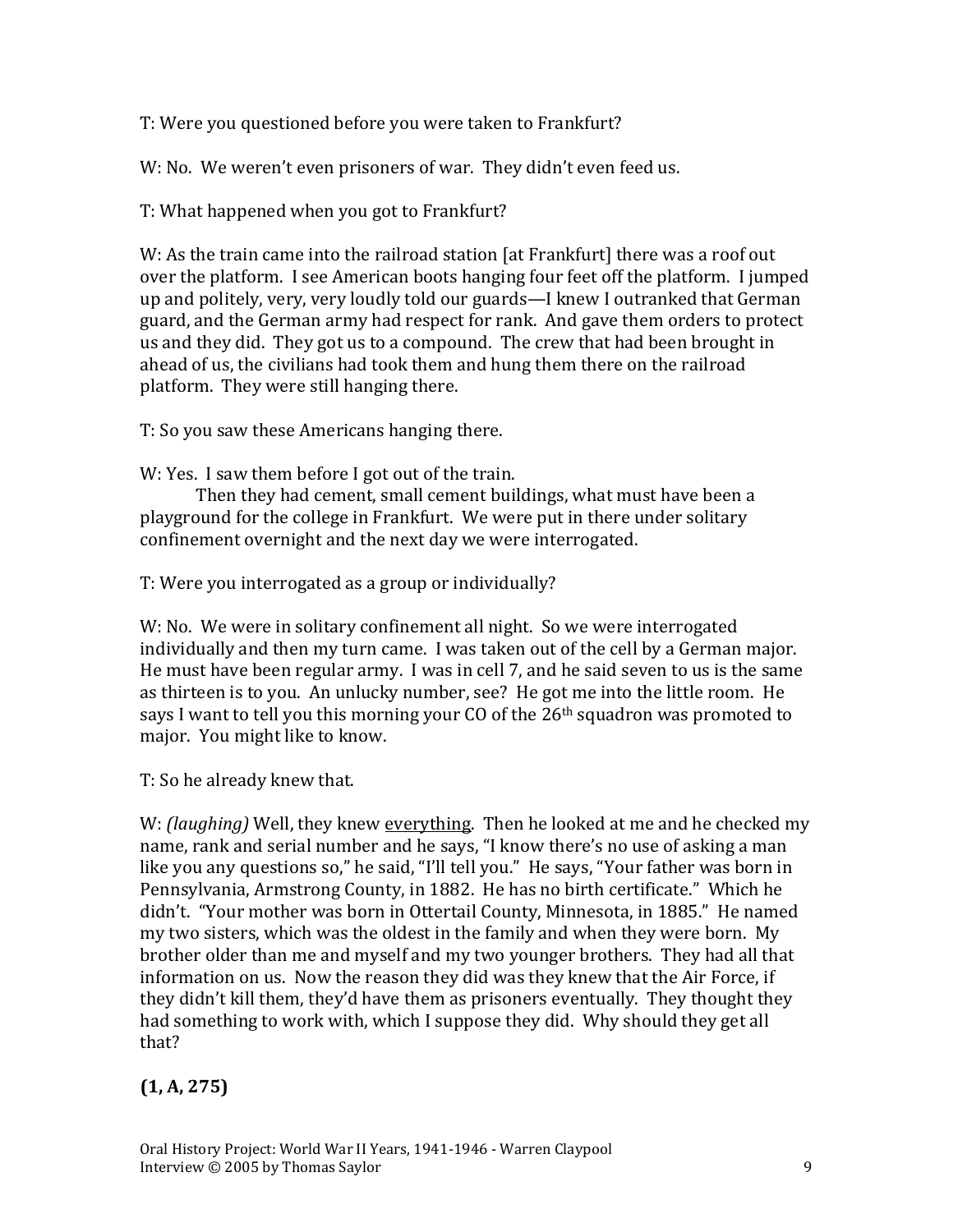T: Were you questioned before you were taken to Frankfurt?

W: No. We weren't even prisoners of war. They didn't even feed us.

T: What happened when you got to Frankfurt?

W: As the train came into the railroad station [at Frankfurt] there was a roof out over the platform. I see American boots hanging four feet off the platform. I jumped up and politely, very, very loudly told our guards—I knew I outranked that German guard, and the German army had respect for rank. And gave them orders to protect us and they did. They got us to a compound. The crew that had been brought in ahead of us, the civilians had took them and hung them there on the railroad platform. They were still hanging there.

T: So you saw these Americans hanging there.

W: Yes. I saw them before I got out of the train.

Then they had cement, small cement buildings, what must have been a playground for the college in Frankfurt. We were put in there under solitary confinement overnight and the next day we were interrogated.

T: Were you interrogated as a group or individually?

W: No. We were in solitary confinement all night. So we were interrogated individually and then my turn came. I was taken out of the cell by a German major. He must have been regular army. I was in cell 7, and he said seven to us is the same as thirteen is to you. An unlucky number, see? He got me into the little room. He says I want to tell you this morning your CO of the 26th squadron was promoted to major. You might like to know.

T: So he already knew that.

W: *(laughing)* Well, they knew everything. Then he looked at me and he checked my name, rank and serial number and he says, "I know there's no use of asking a man like you any questions so," he said, "I'll tell you." He says, "Your father was born in Pennsylvania, Armstrong County, in 1882. He has no birth certificate." Which he didn't. "Your mother was born in Ottertail County, Minnesota, in 1885." He named my two sisters, which was the oldest in the family and when they were born. My brother older than me and myself and my two younger brothers. They had all that information on us. Now the reason they did was they knew that the Air Force, if they didn't kill them, they'd have them as prisoners eventually. They thought they had something to work with, which I suppose they did. Why should they get all that?

**(1, A, 275)**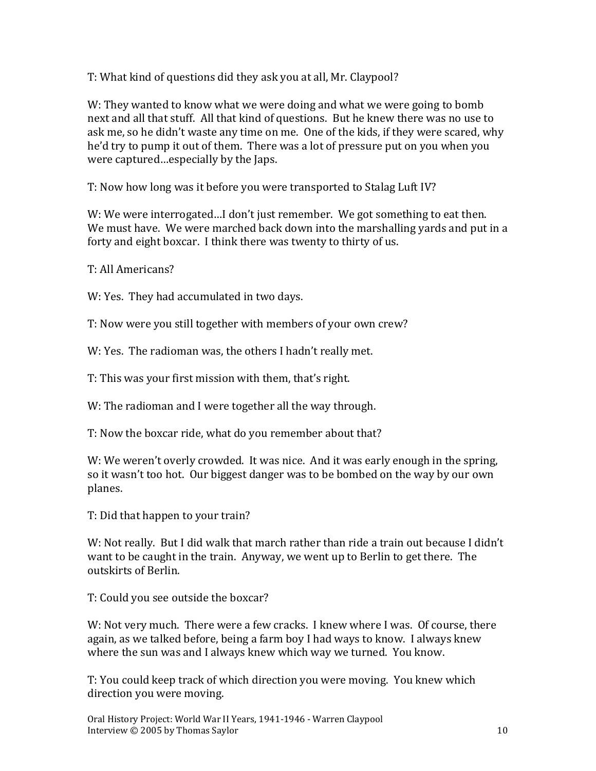T: What kind of questions did they ask you at all, Mr. Claypool?

W: They wanted to know what we were doing and what we were going to bomb next and all that stuff. All that kind of questions. But he knew there was no use to ask me, so he didn't waste any time on me. One of the kids, if they were scared, why he'd try to pump it out of them. There was a lot of pressure put on you when you were captured…especially by the Japs.

T: Now how long was it before you were transported to Stalag Luft IV?

W: We were interrogated…I don't just remember. We got something to eat then. We must have. We were marched back down into the marshalling yards and put in a forty and eight boxcar. I think there was twenty to thirty of us.

T: All Americans?

W: Yes. They had accumulated in two days.

T: Now were you still together with members of your own crew?

W: Yes. The radioman was, the others I hadn't really met.

T: This was your first mission with them, that's right.

W: The radioman and I were together all the way through.

T: Now the boxcar ride, what do you remember about that?

W: We weren't overly crowded. It was nice. And it was early enough in the spring, so it wasn't too hot. Our biggest danger was to be bombed on the way by our own planes.

T: Did that happen to your train?

W: Not really. But I did walk that march rather than ride a train out because I didn't want to be caught in the train. Anyway, we went up to Berlin to get there. The outskirts of Berlin.

T: Could you see outside the boxcar?

W: Not very much. There were a few cracks. I knew where I was. Of course, there again, as we talked before, being a farm boy I had ways to know. I always knew where the sun was and I always knew which way we turned. You know.

T: You could keep track of which direction you were moving. You knew which direction you were moving.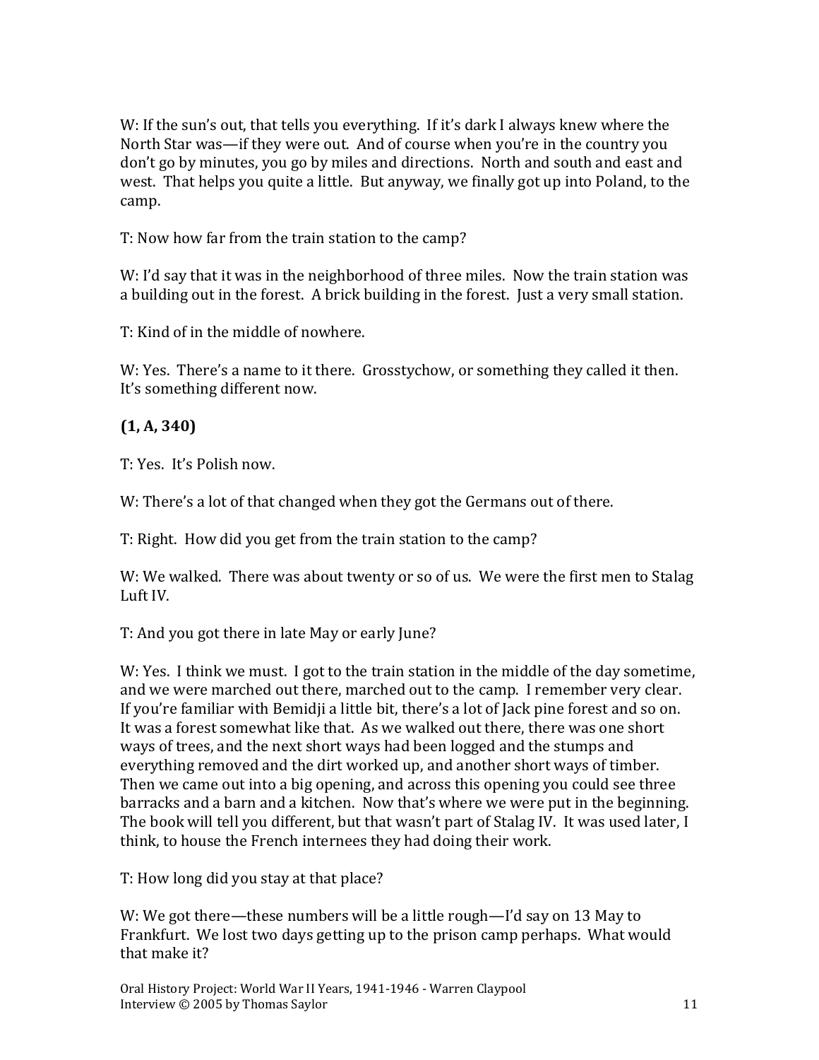W: If the sun's out, that tells you everything. If it's dark I always knew where the North Star was—if they were out. And of course when you're in the country you don't go by minutes, you go by miles and directions. North and south and east and west. That helps you quite a little. But anyway, we finally got up into Poland, to the camp.

T: Now how far from the train station to the camp?

W: I'd say that it was in the neighborhood of three miles. Now the train station was a building out in the forest. A brick building in the forest. Just a very small station.

T: Kind of in the middle of nowhere.

W: Yes. There's a name to it there. Grosstychow, or something they called it then. It's something different now.

**(1, A, 340)**

T: Yes. It's Polish now.

W: There's a lot of that changed when they got the Germans out of there.

T: Right. How did you get from the train station to the camp?

W: We walked. There was about twenty or so of us. We were the first men to Stalag Luft IV.

T: And you got there in late May or early June?

W: Yes. I think we must. I got to the train station in the middle of the day sometime, and we were marched out there, marched out to the camp. I remember very clear. If you're familiar with Bemidji a little bit, there's a lot of Jack pine forest and so on. It was a forest somewhat like that. As we walked out there, there was one short ways of trees, and the next short ways had been logged and the stumps and everything removed and the dirt worked up, and another short ways of timber. Then we came out into a big opening, and across this opening you could see three barracks and a barn and a kitchen. Now that's where we were put in the beginning. The book will tell you different, but that wasn't part of Stalag IV. It was used later, I think, to house the French internees they had doing their work.

T: How long did you stay at that place?

W: We got there—these numbers will be a little rough—I'd say on 13 May to Frankfurt. We lost two days getting up to the prison camp perhaps. What would that make it?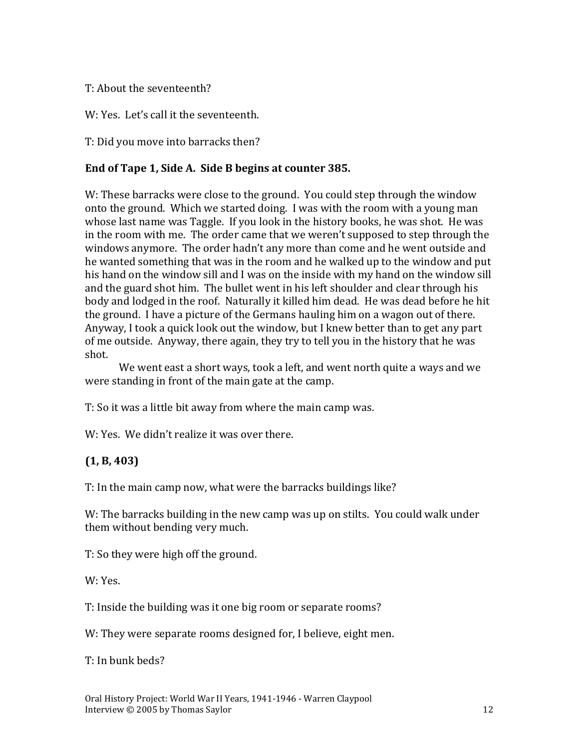T: About the seventeenth?

W: Yes. Let's call it the seventeenth.

T: Did you move into barracks then?

**End of Tape 1, Side A. Side B begins at counter 385.**

W: These barracks were close to the ground. You could step through the window onto the ground. Which we started doing. I was with the room with a young man whose last name was Taggle. If you look in the history books, he was shot. He was in the room with me. The order came that we weren't supposed to step through the windows anymore. The order hadn't any more than come and he went outside and he wanted something that was in the room and he walked up to the window and put his hand on the window sill and I was on the inside with my hand on the window sill and the guard shot him. The bullet went in his left shoulder and clear through his body and lodged in the roof. Naturally it killed him dead. He was dead before he hit the ground. I have a picture of the Germans hauling him on a wagon out of there. Anyway, I took a quick look out the window, but I knew better than to get any part of me outside. Anyway, there again, they try to tell you in the history that he was shot.

We went east a short ways, took a left, and went north quite a ways and we were standing in front of the main gate at the camp.

T: So it was a little bit away from where the main camp was.

W: Yes. We didn't realize it was over there.

**(1, B, 403)**

T: In the main camp now, what were the barracks buildings like?

W: The barracks building in the new camp was up on stilts. You could walk under them without bending very much.

T: So they were high off the ground.

W: Yes.

T: Inside the building was it one big room or separate rooms?

W: They were separate rooms designed for, I believe, eight men.

T: In bunk beds?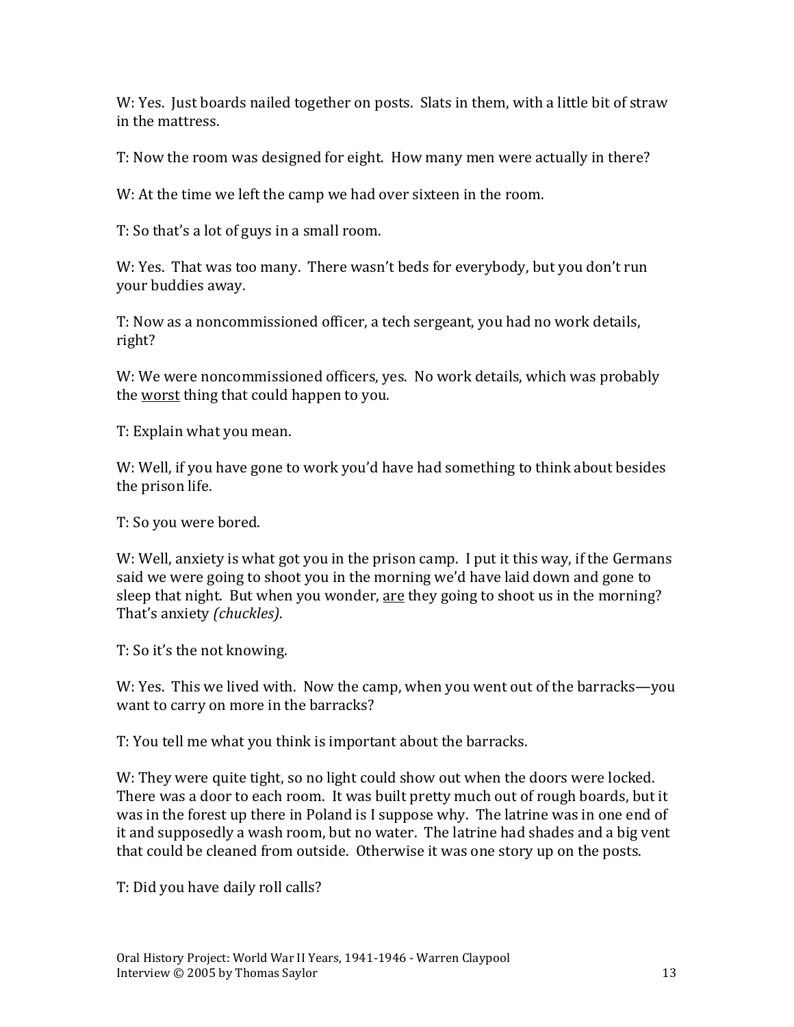W: Yes. Just boards nailed together on posts. Slats in them, with a little bit of straw in the mattress.

T: Now the room was designed for eight. How many men were actually in there?

W: At the time we left the camp we had over sixteen in the room.

T: So that's a lot of guys in a small room.

W: Yes. That was too many. There wasn't beds for everybody, but you don't run your buddies away.

T: Now as a noncommissioned officer, a tech sergeant, you had no work details, right?

W: We were noncommissioned officers, yes. No work details, which was probably the worst thing that could happen to you.

T: Explain what you mean.

W: Well, if you have gone to work you'd have had something to think about besides the prison life.

T: So you were bored.

W: Well, anxiety is what got you in the prison camp. I put it this way, if the Germans said we were going to shoot you in the morning we'd have laid down and gone to sleep that night. But when you wonder, are they going to shoot us in the morning? That's anxiety *(chuckles)*.

T: So it's the not knowing.

W: Yes. This we lived with. Now the camp, when you went out of the barracks—you want to carry on more in the barracks?

T: You tell me what you think is important about the barracks.

W: They were quite tight, so no light could show out when the doors were locked. There was a door to each room. It was built pretty much out of rough boards, but it was in the forest up there in Poland is I suppose why. The latrine was in one end of it and supposedly a wash room, but no water. The latrine had shades and a big vent that could be cleaned from outside. Otherwise it was one story up on the posts.

T: Did you have daily roll calls?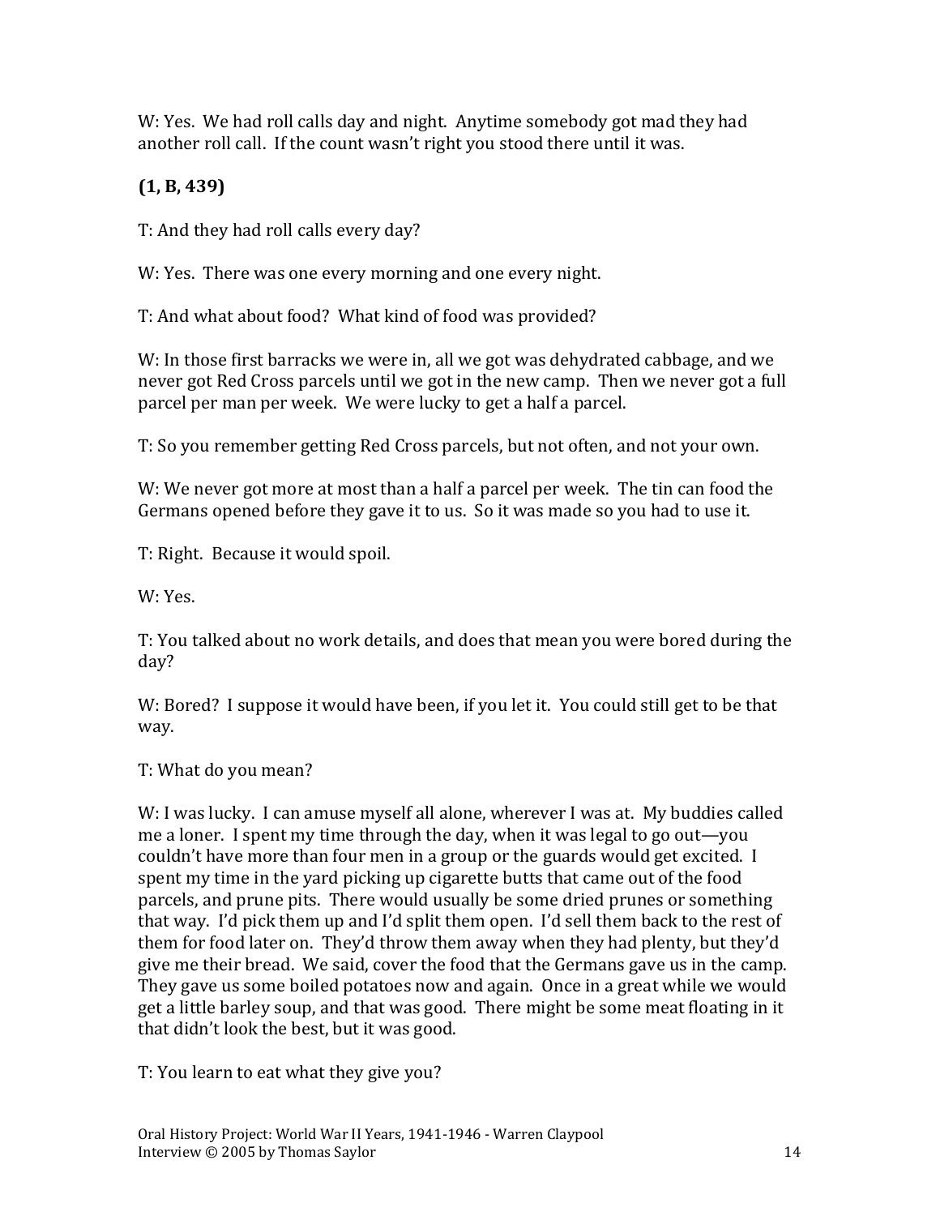W: Yes. We had roll calls day and night. Anytime somebody got mad they had another roll call. If the count wasn't right you stood there until it was.

**(1, B, 439)**

T: And they had roll calls every day?

W: Yes. There was one every morning and one every night.

T: And what about food? What kind of food was provided?

W: In those first barracks we were in, all we got was dehydrated cabbage, and we never got Red Cross parcels until we got in the new camp. Then we never got a full parcel per man per week. We were lucky to get a half a parcel.

T: So you remember getting Red Cross parcels, but not often, and not your own.

W: We never got more at most than a half a parcel per week. The tin can food the Germans opened before they gave it to us. So it was made so you had to use it.

T: Right. Because it would spoil.

W: Yes.

T: You talked about no work details, and does that mean you were bored during the day?

W: Bored? I suppose it would have been, if you let it. You could still get to be that way.

T: What do you mean?

W: I was lucky. I can amuse myself all alone, wherever I was at. My buddies called me a loner. I spent my time through the day, when it was legal to go out—you couldn't have more than four men in a group or the guards would get excited. I spent my time in the yard picking up cigarette butts that came out of the food parcels, and prune pits. There would usually be some dried prunes or something that way. I'd pick them up and I'd split them open. I'd sell them back to the rest of them for food later on. They'd throw them away when they had plenty, but they'd give me their bread. We said, cover the food that the Germans gave us in the camp. They gave us some boiled potatoes now and again. Once in a great while we would get a little barley soup, and that was good. There might be some meat floating in it that didn't look the best, but it was good.

T: You learn to eat what they give you?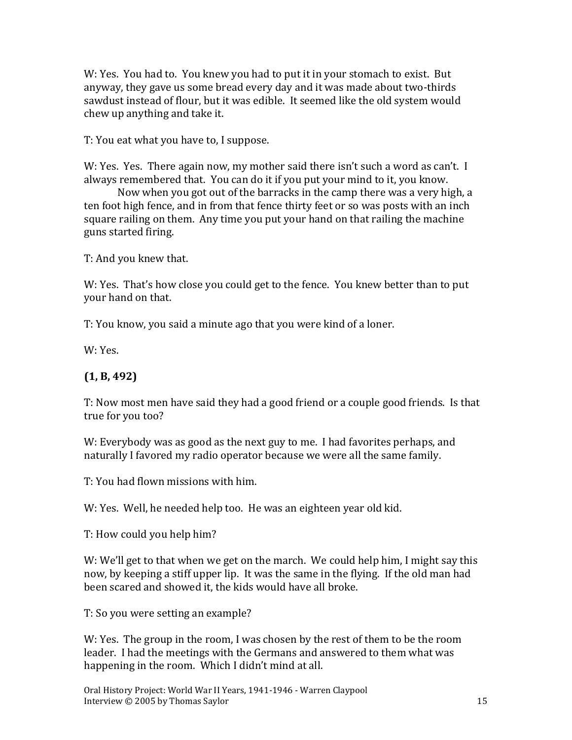W: Yes. You had to. You knew you had to put it in your stomach to exist. But anyway, they gave us some bread every day and it was made about two-thirds sawdust instead of flour, but it was edible. It seemed like the old system would chew up anything and take it.

T: You eat what you have to, I suppose.

W: Yes. Yes. There again now, my mother said there isn't such a word as can't. I always remembered that. You can do it if you put your mind to it, you know.

Now when you got out of the barracks in the camp there was a very high, a ten foot high fence, and in from that fence thirty feet or so was posts with an inch square railing on them. Any time you put your hand on that railing the machine guns started firing.

T: And you knew that.

W: Yes. That's how close you could get to the fence. You knew better than to put your hand on that.

T: You know, you said a minute ago that you were kind of a loner.

W: Yes.

**(1, B, 492)**

T: Now most men have said they had a good friend or a couple good friends. Is that true for you too?

W: Everybody was as good as the next guy to me. I had favorites perhaps, and naturally I favored my radio operator because we were all the same family.

T: You had flown missions with him.

W: Yes. Well, he needed help too. He was an eighteen year old kid.

T: How could you help him?

W: We'll get to that when we get on the march. We could help him, I might say this now, by keeping a stiff upper lip. It was the same in the flying. If the old man had been scared and showed it, the kids would have all broke.

T: So you were setting an example?

W: Yes. The group in the room, I was chosen by the rest of them to be the room leader. I had the meetings with the Germans and answered to them what was happening in the room. Which I didn't mind at all.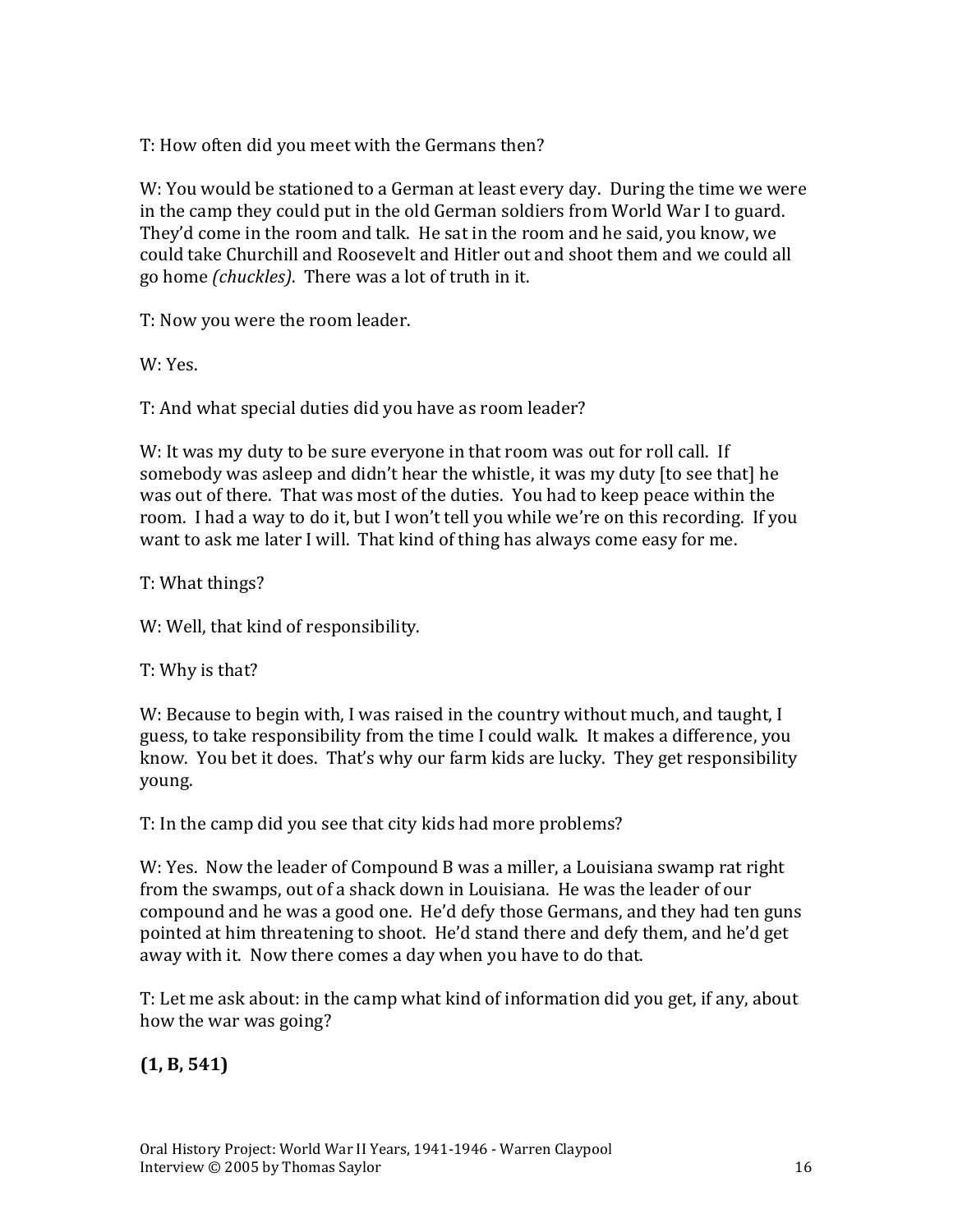T: How often did you meet with the Germans then?

W: You would be stationed to a German at least every day. During the time we were in the camp they could put in the old German soldiers from World War I to guard. They'd come in the room and talk. He sat in the room and he said, you know, we could take Churchill and Roosevelt and Hitler out and shoot them and we could all go home *(chuckles)*. There was a lot of truth in it.

T: Now you were the room leader.

W: Yes.

T: And what special duties did you have as room leader?

W: It was my duty to be sure everyone in that room was out for roll call. If somebody was asleep and didn't hear the whistle, it was my duty [to see that] he was out of there. That was most of the duties. You had to keep peace within the room. I had a way to do it, but I won't tell you while we're on this recording. If you want to ask me later I will. That kind of thing has always come easy for me.

T: What things?

W: Well, that kind of responsibility.

T: Why is that?

W: Because to begin with, I was raised in the country without much, and taught, I guess, to take responsibility from the time I could walk. It makes a difference, you know. You bet it does. That's why our farm kids are lucky. They get responsibility young.

T: In the camp did you see that city kids had more problems?

W: Yes. Now the leader of Compound B was a miller, a Louisiana swamp rat right from the swamps, out of a shack down in Louisiana. He was the leader of our compound and he was a good one. He'd defy those Germans, and they had ten guns pointed at him threatening to shoot. He'd stand there and defy them, and he'd get away with it. Now there comes a day when you have to do that.

T: Let me ask about: in the camp what kind of information did you get, if any, about how the war was going?

**(1, B, 541)**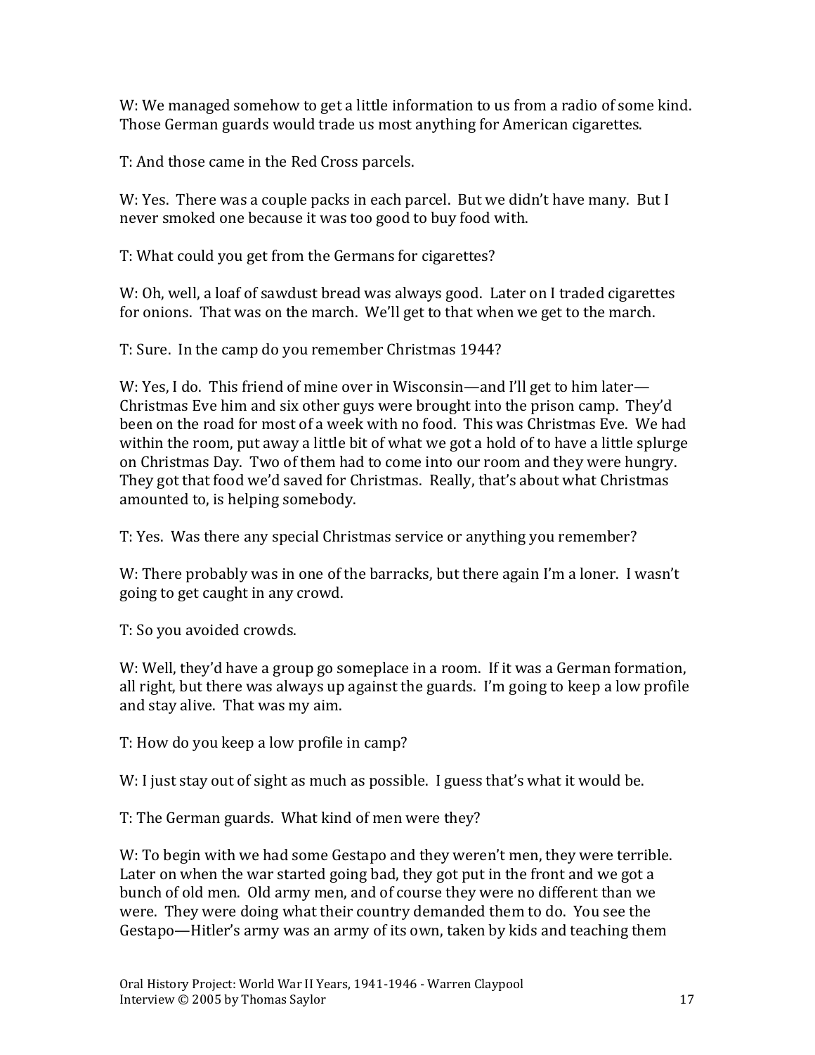W: We managed somehow to get a little information to us from a radio of some kind. Those German guards would trade us most anything for American cigarettes.

T: And those came in the Red Cross parcels.

W: Yes. There was a couple packs in each parcel. But we didn't have many. But I never smoked one because it was too good to buy food with.

T: What could you get from the Germans for cigarettes?

W: Oh, well, a loaf of sawdust bread was always good. Later on I traded cigarettes for onions. That was on the march. We'll get to that when we get to the march.

T: Sure. In the camp do you remember Christmas 1944?

W: Yes, I do. This friend of mine over in Wisconsin—and I'll get to him later—Christmas Eve him and six other guys were brought into the prison camp. They'd been on the road for most of a week with no food. This was Christmas Eve. We had within the room, put away a little bit of what we got a hold of to have a little splurge on Christmas Day. Two of them had to come into our room and they were hungry. They got that food we'd saved for Christmas. Really, that's about what Christmas amounted to, is helping somebody.

T: Yes. Was there any special Christmas service or anything you remember?

W: There probably was in one of the barracks, but there again I'm a loner. I wasn't going to get caught in any crowd.

T: So you avoided crowds.

W: Well, they'd have a group go someplace in a room. If it was a German formation, all right, but there was always up against the guards. I'm going to keep a low profile and stay alive. That was my aim.

T: How do you keep a low profile in camp?

W: I just stay out of sight as much as possible. I guess that's what it would be.

T: The German guards. What kind of men were they?

W: To begin with we had some Gestapo and they weren't men, they were terrible. Later on when the war started going bad, they got put in the front and we got a bunch of old men. Old army men, and of course they were no different than we were. They were doing what their country demanded them to do. You see the Gestapo—Hitler's army was an army of its own, taken by kids and teaching them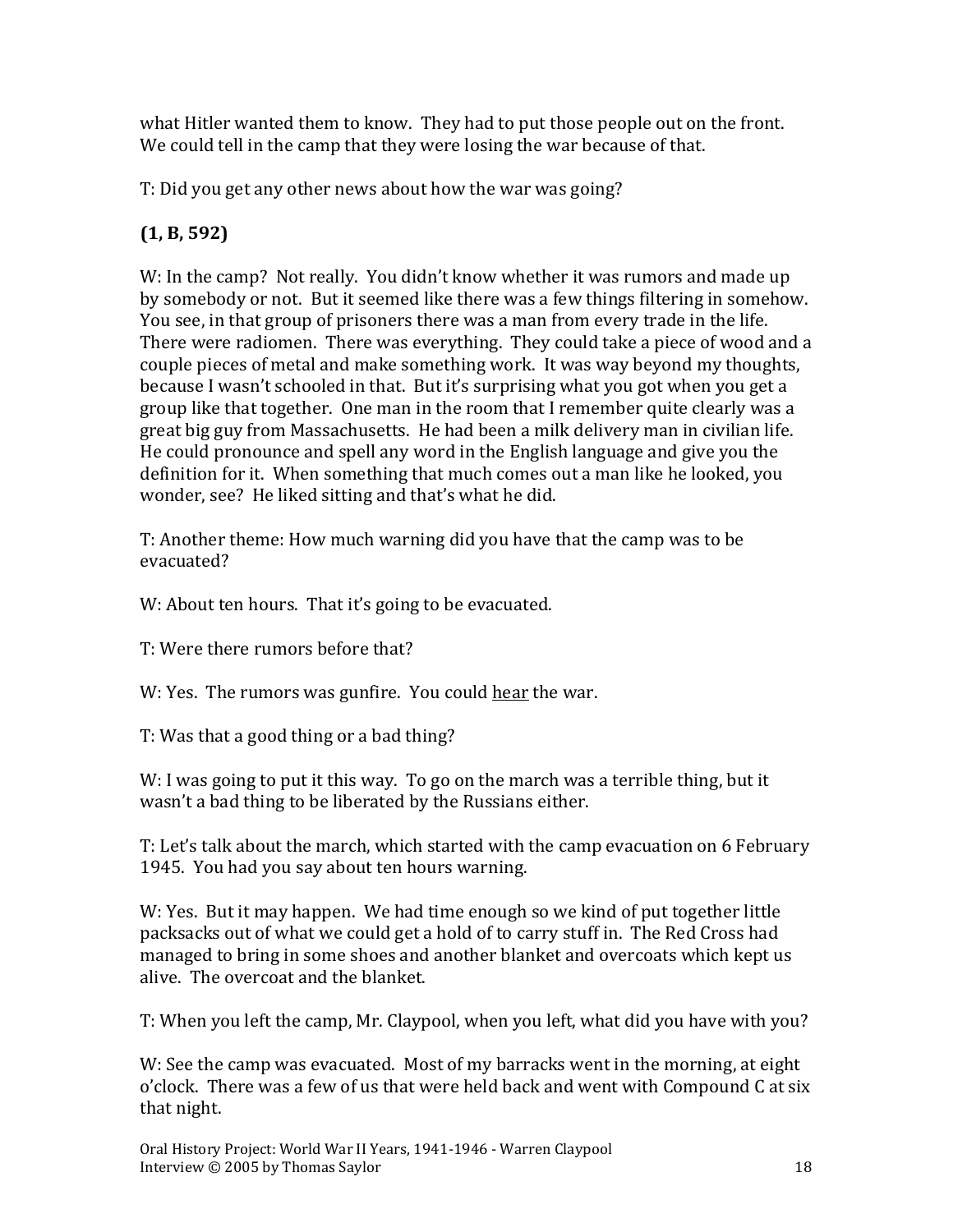what Hitler wanted them to know. They had to put those people out on the front. We could tell in the camp that they were losing the war because of that.

T: Did you get any other news about how the war was going?

**(1, B, 592)**

W: In the camp? Not really. You didn't know whether it was rumors and made up by somebody or not. But it seemed like there was a few things filtering in somehow. You see, in that group of prisoners there was a man from every trade in the life. There were radiomen. There was everything. They could take a piece of wood and a couple pieces of metal and make something work. It was way beyond my thoughts, because I wasn't schooled in that. But it's surprising what you got when you get a group like that together. One man in the room that I remember quite clearly was a great big guy from Massachusetts. He had been a milk delivery man in civilian life. He could pronounce and spell any word in the English language and give you the definition for it. When something that much comes out a man like he looked, you wonder, see? He liked sitting and that's what he did.

T: Another theme: How much warning did you have that the camp was to be evacuated?

W: About ten hours. That it's going to be evacuated.

T: Were there rumors before that?

W: Yes. The rumors was gunfire. You could <u>hear</u> the war.

T: Was that a good thing or a bad thing?

W: I was going to put it this way. To go on the march was a terrible thing, but it wasn't a bad thing to be liberated by the Russians either.

T: Let's talk about the march, which started with the camp evacuation on 6 February 1945. You had you say about ten hours warning.

W: Yes. But it may happen. We had time enough so we kind of put together little packsacks out of what we could get a hold of to carry stuff in. The Red Cross had managed to bring in some shoes and another blanket and overcoats which kept us alive. The overcoat and the blanket.

T: When you left the camp, Mr. Claypool, when you left, what did you have with you?

W: See the camp was evacuated. Most of my barracks went in the morning, at eight o'clock. There was a few of us that were held back and went with Compound C at six that night.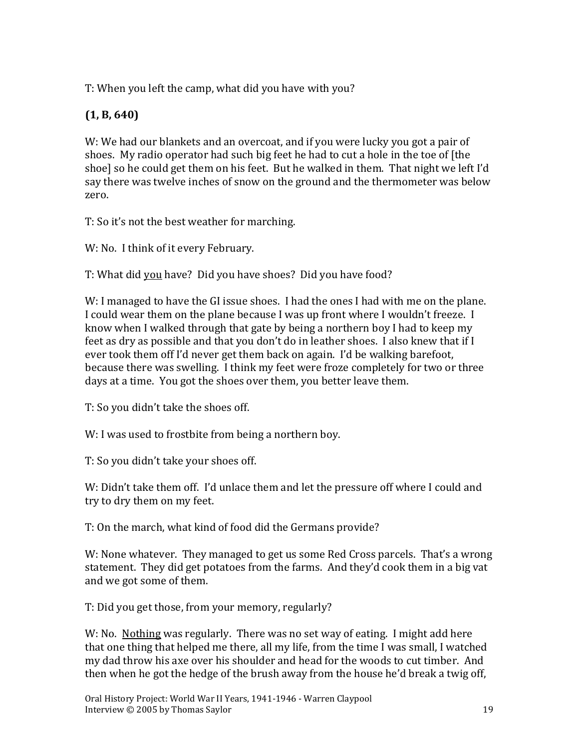T: When you left the camp, what did you have with you?

**(1, B, 640)**

W: We had our blankets and an overcoat, and if you were lucky you got a pair of shoes. My radio operator had such big feet he had to cut a hole in the toe of [the shoe] so he could get them on his feet. But he walked in them. That night we left I'd say there was twelve inches of snow on the ground and the thermometer was below zero.

T: So it's not the best weather for marching.

W: No. I think of it every February.

T: What did <u>you</u> have? Did you have shoes? Did you have food?

W: I managed to have the GI issue shoes. I had the ones I had with me on the plane. I could wear them on the plane because I was up front where I wouldn't freeze. I know when I walked through that gate by being a northern boy I had to keep my feet as dry as possible and that you don't do in leather shoes. I also knew that if I ever took them off I'd never get them back on again. I'd be walking barefoot, because there was swelling. I think my feet were froze completely for two or three days at a time. You got the shoes over them, you better leave them.

T: So you didn't take the shoes off.

W: I was used to frostbite from being a northern boy.

T: So you didn't take your shoes off.

W: Didn't take them off. I'd unlace them and let the pressure off where I could and try to dry them on my feet.

T: On the march, what kind of food did the Germans provide?

W: None whatever. They managed to get us some Red Cross parcels. That's a wrong statement. They did get potatoes from the farms. And they'd cook them in a big vat and we got some of them.

T: Did you get those, from your memory, regularly?

W: No. <u>Nothing</u> was regularly. There was no set way of eating. I might add here that one thing that helped me there, all my life, from the time I was small, I watched my dad throw his axe over his shoulder and head for the woods to cut timber. And then when he got the hedge of the brush away from the house he'd break a twig off,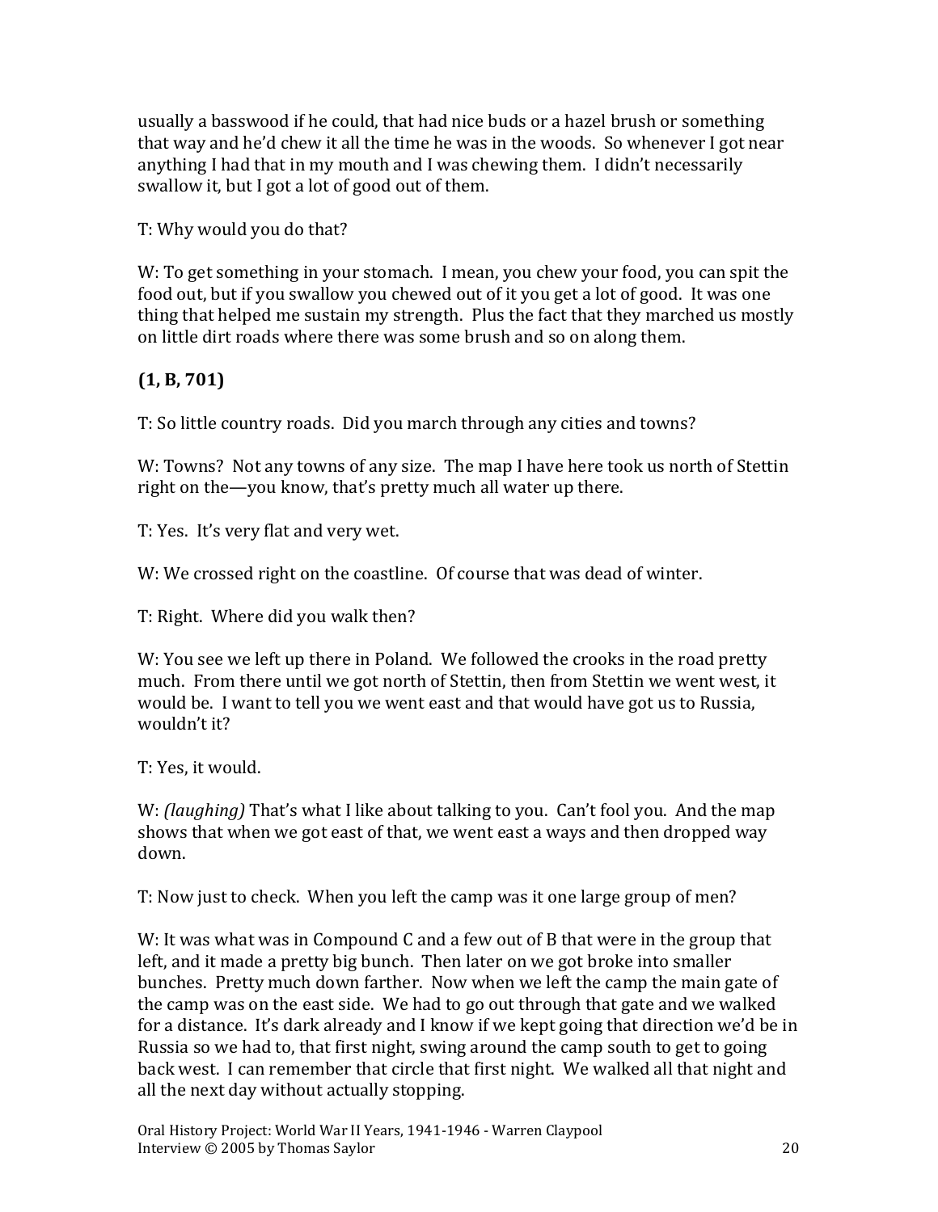usually a basswood if he could, that had nice buds or a hazel brush or something that way and he'd chew it all the time he was in the woods. So whenever I got near anything I had that in my mouth and I was chewing them. I didn't necessarily swallow it, but I got a lot of good out of them.

T: Why would you do that?

W: To get something in your stomach. I mean, you chew your food, you can spit the food out, but if you swallow you chewed out of it you get a lot of good. It was one thing that helped me sustain my strength. Plus the fact that they marched us mostly on little dirt roads where there was some brush and so on along them.

**(1, B, 701)**

T: So little country roads. Did you march through any cities and towns?

W: Towns? Not any towns of any size. The map I have here took us north of Stettin right on the—you know, that's pretty much all water up there.

T: Yes. It's very flat and very wet.

W: We crossed right on the coastline. Of course that was dead of winter.

T: Right. Where did you walk then?

W: You see we left up there in Poland. We followed the crooks in the road pretty much. From there until we got north of Stettin, then from Stettin we went west, it would be. I want to tell you we went east and that would have got us to Russia, wouldn't it?

T: Yes, it would.

W: *(laughing)* That's what I like about talking to you. Can't fool you. And the map shows that when we got east of that, we went east a ways and then dropped way down.

T: Now just to check. When you left the camp was it one large group of men?

W: It was what was in Compound C and a few out of B that were in the group that left, and it made a pretty big bunch. Then later on we got broke into smaller bunches. Pretty much down farther. Now when we left the camp the main gate of the camp was on the east side. We had to go out through that gate and we walked for a distance. It's dark already and I know if we kept going that direction we'd be in Russia so we had to, that first night, swing around the camp south to get to going back west. I can remember that circle that first night. We walked all that night and all the next day without actually stopping.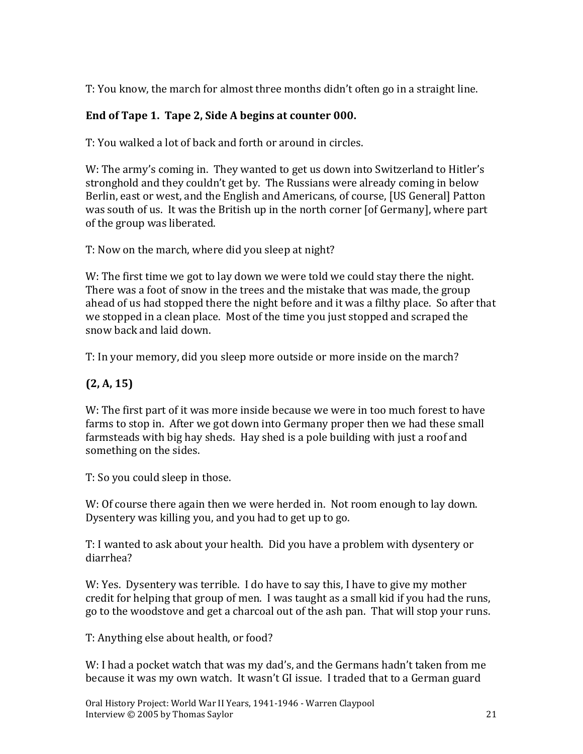T: You know, the march for almost three months didn't often go in a straight line.

**End of Tape 1. Tape 2, Side A begins at counter 000.**

T: You walked a lot of back and forth or around in circles.

W: The army's coming in. They wanted to get us down into Switzerland to Hitler's stronghold and they couldn't get by. The Russians were already coming in below Berlin, east or west, and the English and Americans, of course, [US General] Patton was south of us. It was the British up in the north corner [of Germany], where part of the group was liberated.

T: Now on the march, where did you sleep at night?

W: The first time we got to lay down we were told we could stay there the night. There was a foot of snow in the trees and the mistake that was made, the group ahead of us had stopped there the night before and it was a filthy place. So after that we stopped in a clean place. Most of the time you just stopped and scraped the snow back and laid down.

T: In your memory, did you sleep more outside or more inside on the march?

**(2, A, 15)**

W: The first part of it was more inside because we were in too much forest to have farms to stop in. After we got down into Germany proper then we had these small farmsteads with big hay sheds. Hay shed is a pole building with just a roof and something on the sides.

T: So you could sleep in those.

W: Of course there again then we were herded in. Not room enough to lay down. Dysentery was killing you, and you had to get up to go.

T: I wanted to ask about your health. Did you have a problem with dysentery or diarrhea?

W: Yes. Dysentery was terrible. I do have to say this, I have to give my mother credit for helping that group of men. I was taught as a small kid if you had the runs, go to the woodstove and get a charcoal out of the ash pan. That will stop your runs.

T: Anything else about health, or food?

W: I had a pocket watch that was my dad's, and the Germans hadn't taken from me because it was my own watch. It wasn't GI issue. I traded that to a German guard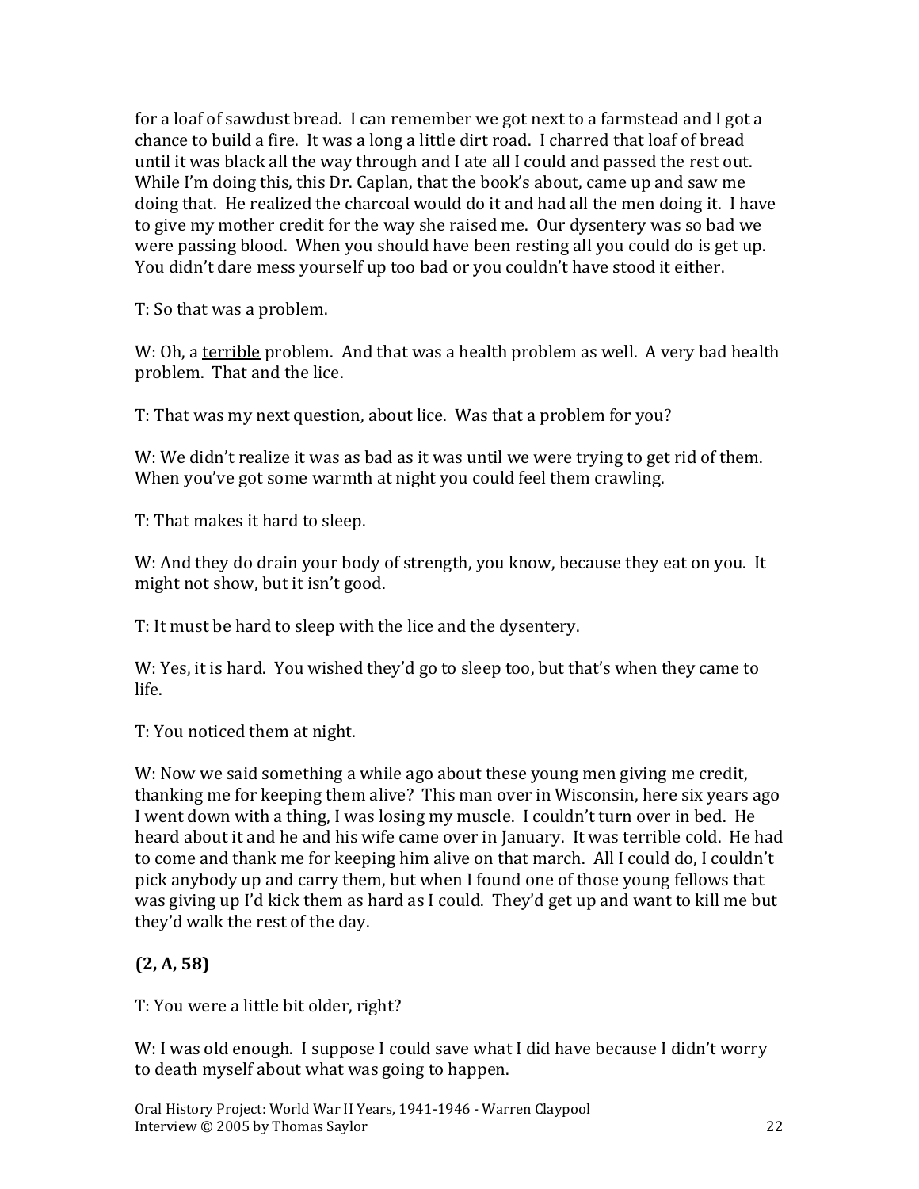for a loaf of sawdust bread. I can remember we got next to a farmstead and I got a chance to build a fire. It was a long a little dirt road. I charred that loaf of bread until it was black all the way through and I ate all I could and passed the rest out. While I'm doing this, this Dr. Caplan, that the book's about, came up and saw me doing that. He realized the charcoal would do it and had all the men doing it. I have to give my mother credit for the way she raised me. Our dysentery was so bad we were passing blood. When you should have been resting all you could do is get up. You didn't dare mess yourself up too bad or you couldn't have stood it either.

T: So that was a problem.

W: Oh, a <u>terrible</u> problem. And that was a health problem as well. A very bad health problem. That and the lice.

T: That was my next question, about lice. Was that a problem for you?

W: We didn't realize it was as bad as it was until we were trying to get rid of them. When you've got some warmth at night you could feel them crawling.

T: That makes it hard to sleep.

W: And they do drain your body of strength, you know, because they eat on you. It might not show, but it isn't good.

T: It must be hard to sleep with the lice and the dysentery.

W: Yes, it is hard. You wished they'd go to sleep too, but that's when they came to life.

T: You noticed them at night.

W: Now we said something a while ago about these young men giving me credit, thanking me for keeping them alive? This man over in Wisconsin, here six years ago I went down with a thing, I was losing my muscle. I couldn't turn over in bed. He heard about it and he and his wife came over in January. It was terrible cold. He had to come and thank me for keeping him alive on that march. All I could do, I couldn't pick anybody up and carry them, but when I found one of those young fellows that was giving up I'd kick them as hard as I could. They'd get up and want to kill me but they'd walk the rest of the day.

**(2, A, 58)**

T: You were a little bit older, right?

W: I was old enough. I suppose I could save what I did have because I didn't worry to death myself about what was going to happen.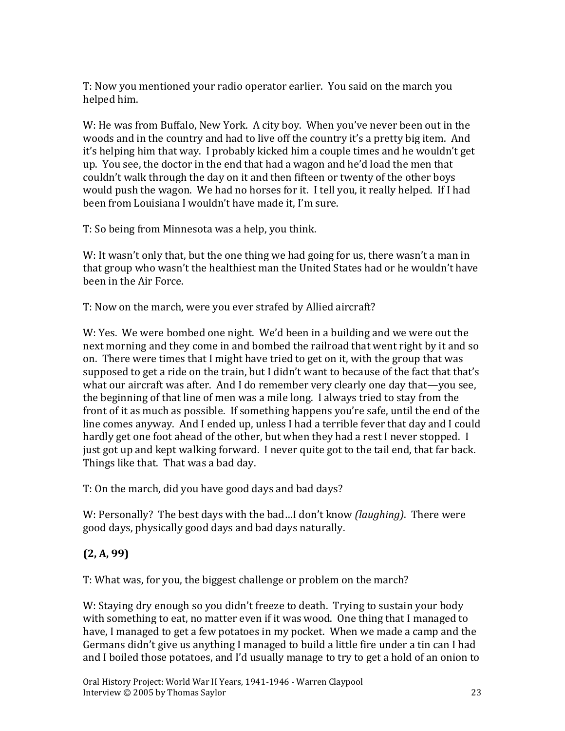T: Now you mentioned your radio operator earlier. You said on the march you helped him.

W: He was from Buffalo, New York. A city boy. When you've never been out in the woods and in the country and had to live off the country it's a pretty big item. And it's helping him that way. I probably kicked him a couple times and he wouldn't get up. You see, the doctor in the end that had a wagon and he'd load the men that couldn't walk through the day on it and then fifteen or twenty of the other boys would push the wagon. We had no horses for it. I tell you, it really helped. If I had been from Louisiana I wouldn't have made it, I'm sure.

T: So being from Minnesota was a help, you think.

W: It wasn't only that, but the one thing we had going for us, there wasn't a man in that group who wasn't the healthiest man the United States had or he wouldn't have been in the Air Force.

T: Now on the march, were you ever strafed by Allied aircraft?

W: Yes. We were bombed one night. We'd been in a building and we were out the next morning and they come in and bombed the railroad that went right by it and so on. There were times that I might have tried to get on it, with the group that was supposed to get a ride on the train, but I didn't want to because of the fact that that's what our aircraft was after. And I do remember very clearly one day that—you see, the beginning of that line of men was a mile long. I always tried to stay from the front of it as much as possible. If something happens you're safe, until the end of the line comes anyway. And I ended up, unless I had a terrible fever that day and I could hardly get one foot ahead of the other, but when they had a rest I never stopped. I just got up and kept walking forward. I never quite got to the tail end, that far back. Things like that. That was a bad day.

T: On the march, did you have good days and bad days?

W: Personally? The best days with the bad…I don't know *(laughing)*. There were good days, physically good days and bad days naturally.

**(2, A, 99)**

T: What was, for you, the biggest challenge or problem on the march?

W: Staying dry enough so you didn't freeze to death. Trying to sustain your body with something to eat, no matter even if it was wood. One thing that I managed to have, I managed to get a few potatoes in my pocket. When we made a camp and the Germans didn't give us anything I managed to build a little fire under a tin can I had and I boiled those potatoes, and I'd usually manage to try to get a hold of an onion to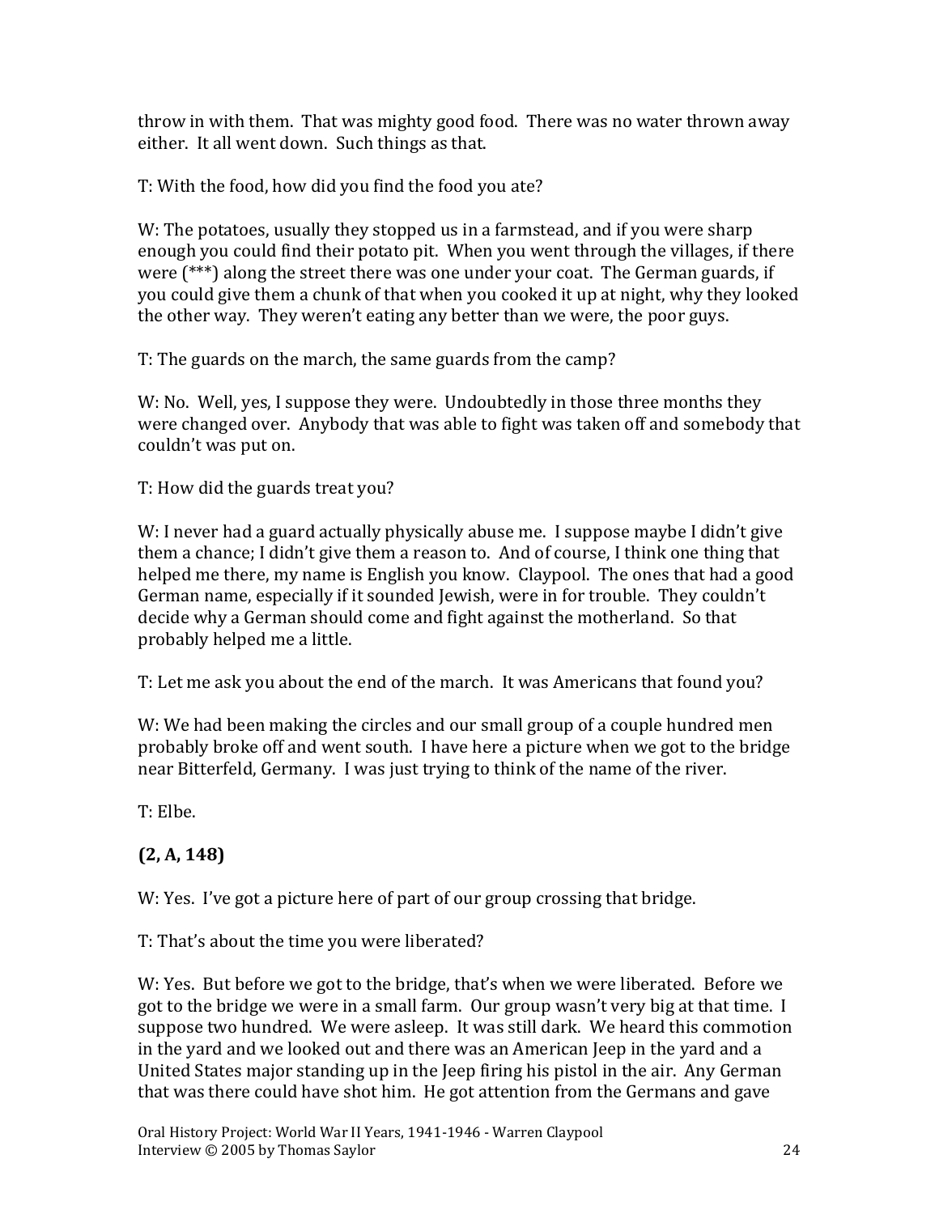throw in with them. That was mighty good food. There was no water thrown away either. It all went down. Such things as that.

T: With the food, how did you find the food you ate?

W: The potatoes, usually they stopped us in a farmstead, and if you were sharp enough you could find their potato pit. When you went through the villages, if there were (***) along the street there was one under your coat. The German guards, if you could give them a chunk of that when you cooked it up at night, why they looked the other way. They weren't eating any better than we were, the poor guys.

T: The guards on the march, the same guards from the camp?

W: No. Well, yes, I suppose they were. Undoubtedly in those three months they were changed over. Anybody that was able to fight was taken off and somebody that couldn't was put on.

T: How did the guards treat you?

W: I never had a guard actually physically abuse me. I suppose maybe I didn't give them a chance; I didn't give them a reason to. And of course, I think one thing that helped me there, my name is English you know. Claypool. The ones that had a good German name, especially if it sounded Jewish, were in for trouble. They couldn't decide why a German should come and fight against the motherland. So that probably helped me a little.

T: Let me ask you about the end of the march. It was Americans that found you?

W: We had been making the circles and our small group of a couple hundred men probably broke off and went south. I have here a picture when we got to the bridge near Bitterfeld, Germany. I was just trying to think of the name of the river.

T: Elbe.

**(2, A, 148)**

W: Yes. I've got a picture here of part of our group crossing that bridge.

T: That's about the time you were liberated?

W: Yes. But before we got to the bridge, that's when we were liberated. Before we got to the bridge we were in a small farm. Our group wasn't very big at that time. I suppose two hundred. We were asleep. It was still dark. We heard this commotion in the yard and we looked out and there was an American Jeep in the yard and a United States major standing up in the Jeep firing his pistol in the air. Any German that was there could have shot him. He got attention from the Germans and gave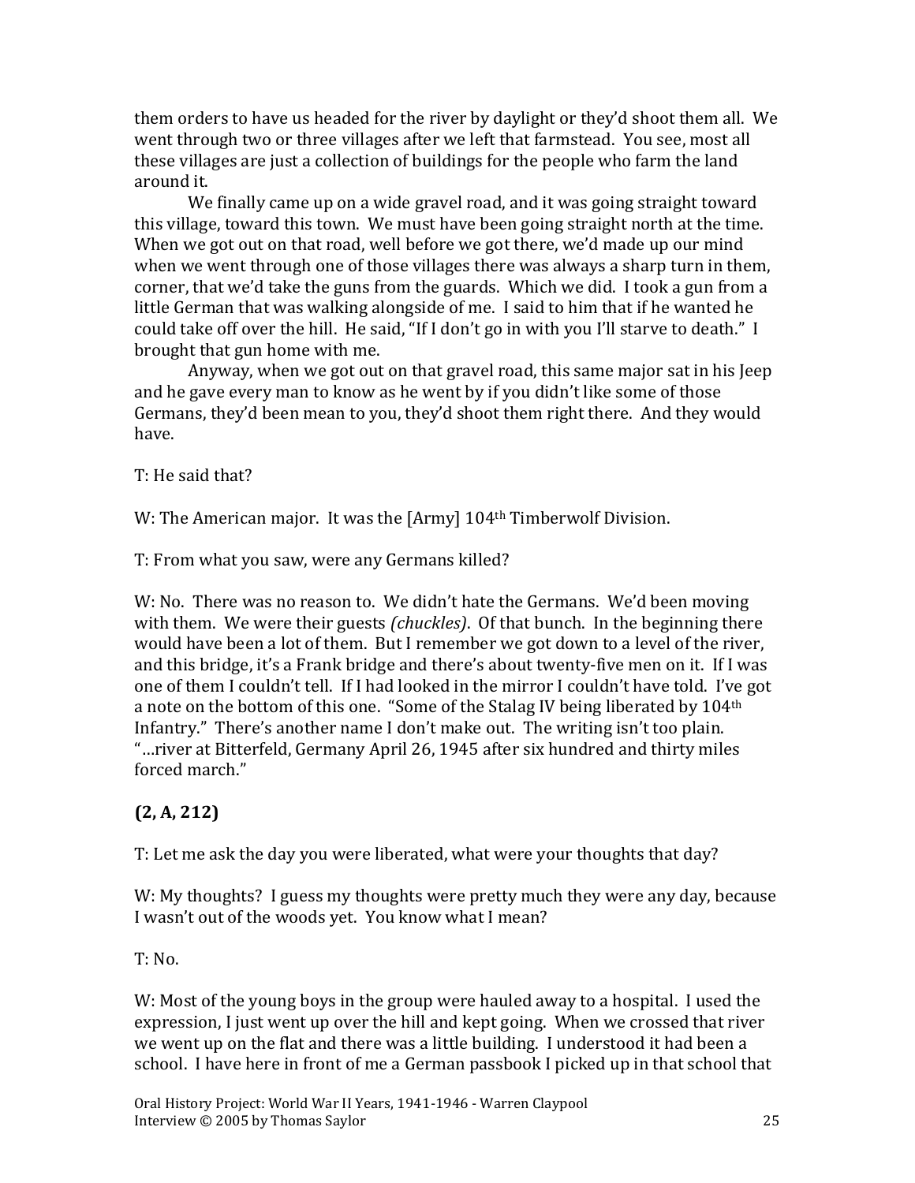them orders to have us headed for the river by daylight or they'd shoot them all. We went through two or three villages after we left that farmstead. You see, most all these villages are just a collection of buildings for the people who farm the land around it.

We finally came up on a wide gravel road, and it was going straight toward this village, toward this town. We must have been going straight north at the time. When we got out on that road, well before we got there, we'd made up our mind when we went through one of those villages there was always a sharp turn in them, corner, that we'd take the guns from the guards. Which we did. I took a gun from a little German that was walking alongside of me. I said to him that if he wanted he could take off over the hill. He said, "If I don't go in with you I'll starve to death." I brought that gun home with me.

Anyway, when we got out on that gravel road, this same major sat in his Jeep and he gave every man to know as he went by if you didn't like some of those Germans, they'd been mean to you, they'd shoot them right there. And they would have.

T: He said that?

W: The American major. It was the [Army] 104th Timberwolf Division.

T: From what you saw, were any Germans killed?

W: No. There was no reason to. We didn't hate the Germans. We'd been moving with them. We were their guests *(chuckles)*. Of that bunch. In the beginning there would have been a lot of them. But I remember we got down to a level of the river, and this bridge, it's a Frank bridge and there's about twenty-five men on it. If I was one of them I couldn't tell. If I had looked in the mirror I couldn't have told. I've got a note on the bottom of this one. "Some of the Stalag IV being liberated by 104th Infantry." There's another name I don't make out. The writing isn't too plain. "…river at Bitterfeld, Germany April 26, 1945 after six hundred and thirty miles forced march."

**(2, A, 212)**

T: Let me ask the day you were liberated, what were your thoughts that day?

W: My thoughts? I guess my thoughts were pretty much they were any day, because I wasn't out of the woods yet. You know what I mean?

T: No.

W: Most of the young boys in the group were hauled away to a hospital. I used the expression, I just went up over the hill and kept going. When we crossed that river we went up on the flat and there was a little building. I understood it had been a school. I have here in front of me a German passbook I picked up in that school that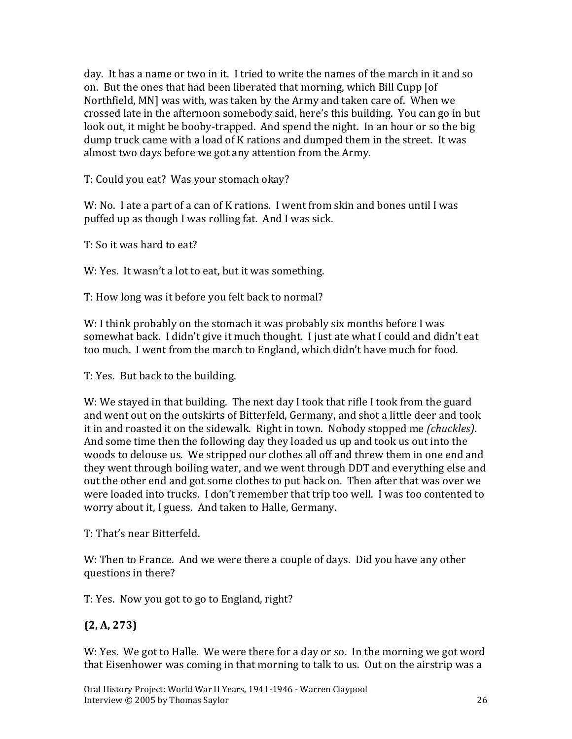day. It has a name or two in it. I tried to write the names of the march in it and so on. But the ones that had been liberated that morning, which Bill Cupp [of Northfield, MN] was with, was taken by the Army and taken care of. When we crossed late in the afternoon somebody said, here's this building. You can go in but look out, it might be booby-trapped. And spend the night. In an hour or so the big dump truck came with a load of K rations and dumped them in the street. It was almost two days before we got any attention from the Army.

T: Could you eat? Was your stomach okay?

W: No. I ate a part of a can of K rations. I went from skin and bones until I was puffed up as though I was rolling fat. And I was sick.

T: So it was hard to eat?

W: Yes. It wasn't a lot to eat, but it was something.

T: How long was it before you felt back to normal?

W: I think probably on the stomach it was probably six months before I was somewhat back. I didn't give it much thought. I just ate what I could and didn't eat too much. I went from the march to England, which didn't have much for food.

T: Yes. But back to the building.

W: We stayed in that building. The next day I took that rifle I took from the guard and went out on the outskirts of Bitterfeld, Germany, and shot a little deer and took it in and roasted it on the sidewalk. Right in town. Nobody stopped me *(chuckles)*. And some time then the following day they loaded us up and took us out into the woods to delouse us. We stripped our clothes all off and threw them in one end and they went through boiling water, and we went through DDT and everything else and out the other end and got some clothes to put back on. Then after that was over we were loaded into trucks. I don't remember that trip too well. I was too contented to worry about it, I guess. And taken to Halle, Germany.

T: That's near Bitterfeld.

W: Then to France. And we were there a couple of days. Did you have any other questions in there?

T: Yes. Now you got to go to England, right?

**(2, A, 273)**

W: Yes. We got to Halle. We were there for a day or so. In the morning we got word that Eisenhower was coming in that morning to talk to us. Out on the airstrip was a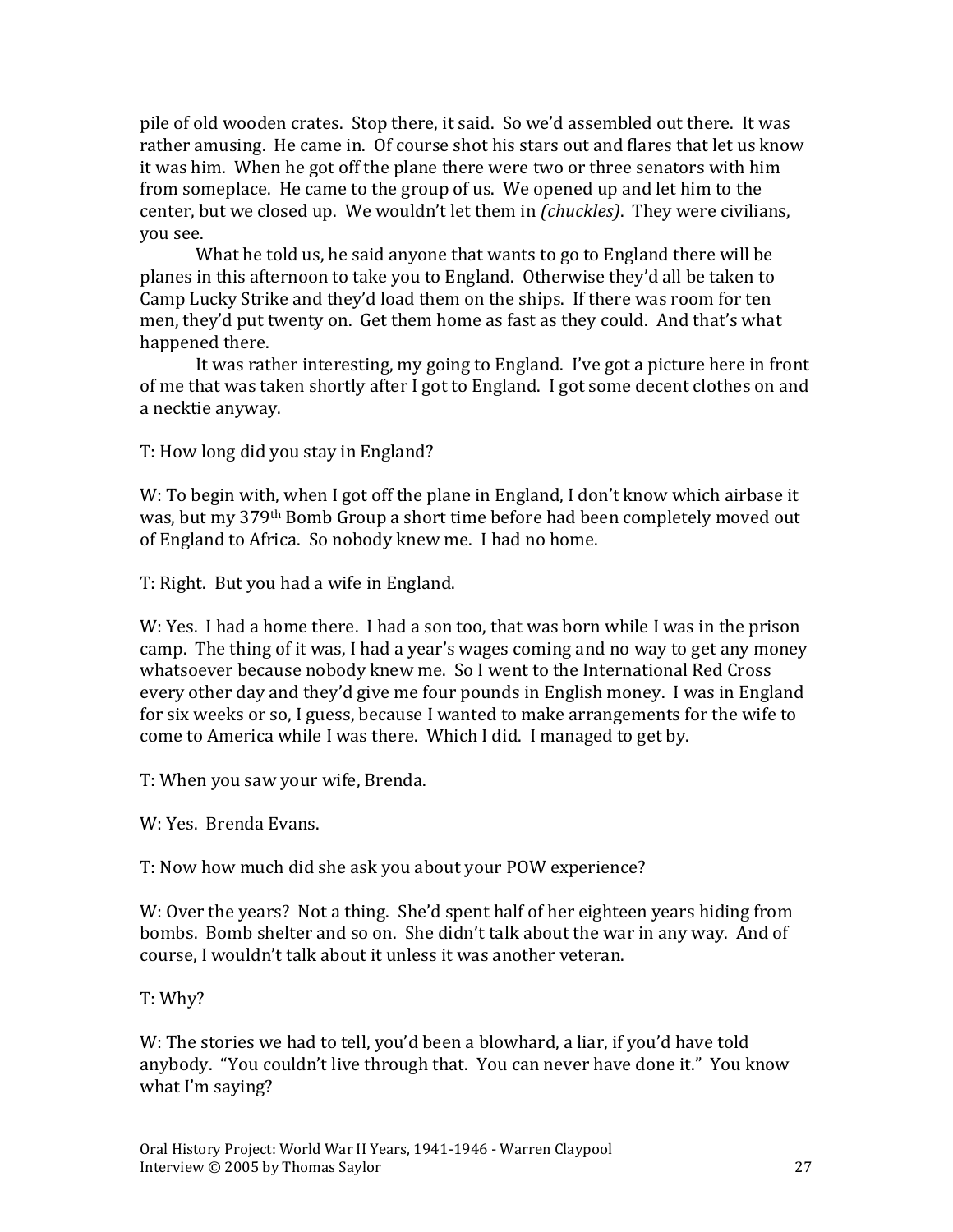pile of old wooden crates. Stop there, it said. So we'd assembled out there. It was rather amusing. He came in. Of course shot his stars out and flares that let us know it was him. When he got off the plane there were two or three senators with him from someplace. He came to the group of us. We opened up and let him to the center, but we closed up. We wouldn't let them in *(chuckles)*. They were civilians, you see.

What he told us, he said anyone that wants to go to England there will be planes in this afternoon to take you to England. Otherwise they'd all be taken to Camp Lucky Strike and they'd load them on the ships. If there was room for ten men, they'd put twenty on. Get them home as fast as they could. And that's what happened there.

It was rather interesting, my going to England. I've got a picture here in front of me that was taken shortly after I got to England. I got some decent clothes on and a necktie anyway.

T: How long did you stay in England?

W: To begin with, when I got off the plane in England, I don't know which airbase it was, but my 379th Bomb Group a short time before had been completely moved out of England to Africa. So nobody knew me. I had no home.

T: Right. But you had a wife in England.

W: Yes. I had a home there. I had a son too, that was born while I was in the prison camp. The thing of it was, I had a year's wages coming and no way to get any money whatsoever because nobody knew me. So I went to the International Red Cross every other day and they'd give me four pounds in English money. I was in England for six weeks or so, I guess, because I wanted to make arrangements for the wife to come to America while I was there. Which I did. I managed to get by.

T: When you saw your wife, Brenda.

W: Yes. Brenda Evans.

T: Now how much did she ask you about your POW experience?

W: Over the years? Not a thing. She'd spent half of her eighteen years hiding from bombs. Bomb shelter and so on. She didn't talk about the war in any way. And of course, I wouldn't talk about it unless it was another veteran.

T: Why?

W: The stories we had to tell, you'd been a blowhard, a liar, if you'd have told anybody. "You couldn't live through that. You can never have done it." You know what I'm saying?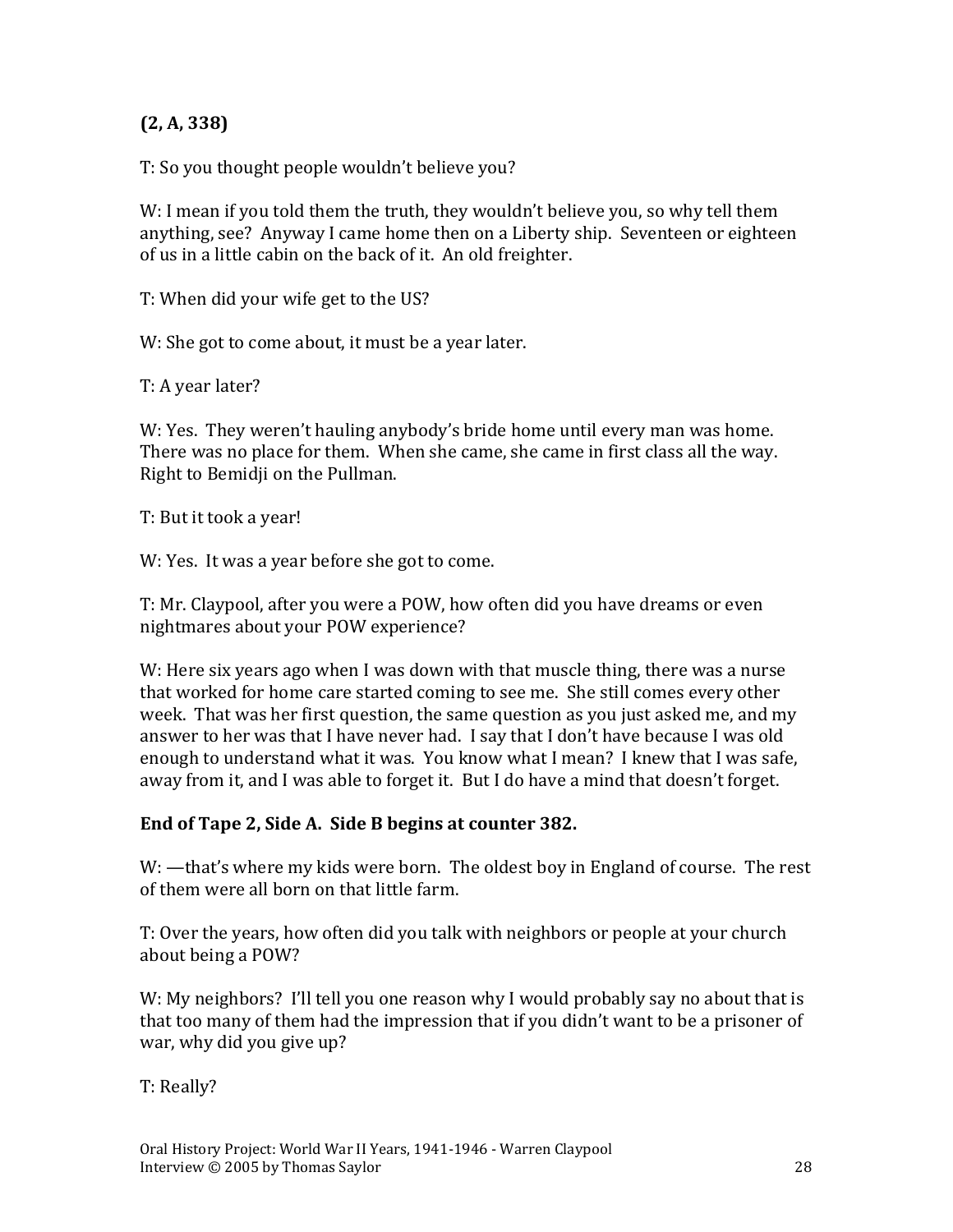**(2, A, 338)**

T: So you thought people wouldn't believe you?

W: I mean if you told them the truth, they wouldn't believe you, so why tell them anything, see? Anyway I came home then on a Liberty ship. Seventeen or eighteen of us in a little cabin on the back of it. An old freighter.

T: When did your wife get to the US?

W: She got to come about, it must be a year later.

T: A year later?

W: Yes. They weren't hauling anybody's bride home until every man was home. There was no place for them. When she came, she came in first class all the way. Right to Bemidji on the Pullman.

T: But it took a year!

W: Yes. It was a year before she got to come.

T: Mr. Claypool, after you were a POW, how often did you have dreams or even nightmares about your POW experience?

W: Here six years ago when I was down with that muscle thing, there was a nurse that worked for home care started coming to see me. She still comes every other week. That was her first question, the same question as you just asked me, and my answer to her was that I have never had. I say that I don't have because I was old enough to understand what it was. You know what I mean? I knew that I was safe, away from it, and I was able to forget it. But I do have a mind that doesn't forget.

**End of Tape 2, Side A. Side B begins at counter 382.**

W: —that's where my kids were born. The oldest boy in England of course. The rest of them were all born on that little farm.

T: Over the years, how often did you talk with neighbors or people at your church about being a POW?

W: My neighbors? I'll tell you one reason why I would probably say no about that is that too many of them had the impression that if you didn't want to be a prisoner of war, why did you give up?

T: Really?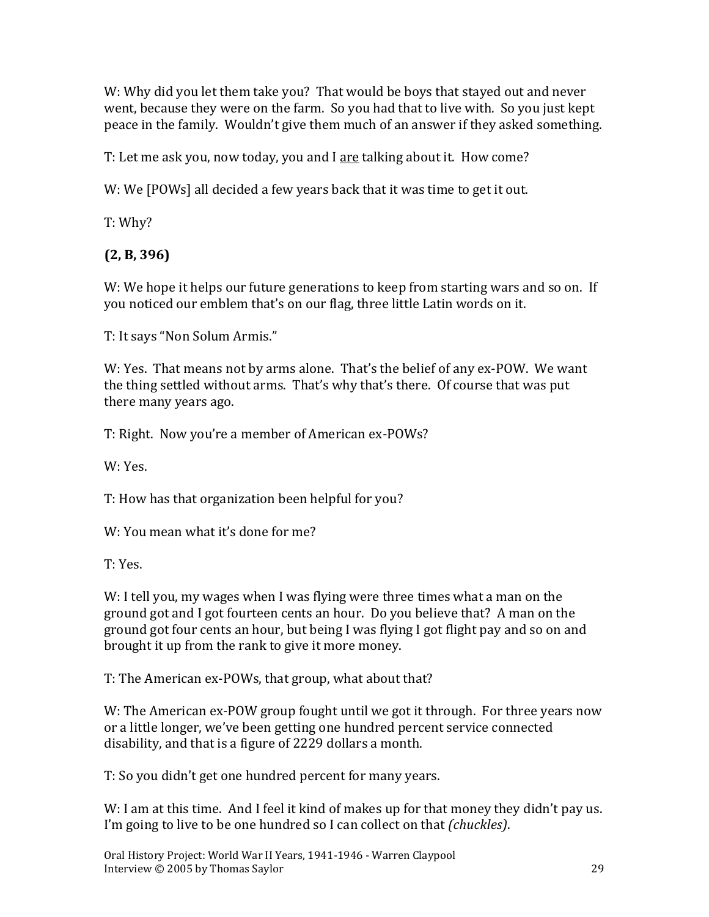W: Why did you let them take you? That would be boys that stayed out and never went, because they were on the farm. So you had that to live with. So you just kept peace in the family. Wouldn't give them much of an answer if they asked something.

T: Let me ask you, now today, you and I <u>are</u> talking about it. How come?

W: We [POWs] all decided a few years back that it was time to get it out.

T: Why?

**(2, B, 396)**

W: We hope it helps our future generations to keep from starting wars and so on. If you noticed our emblem that's on our flag, three little Latin words on it.

T: It says "Non Solum Armis."

W: Yes. That means not by arms alone. That's the belief of any ex-POW. We want the thing settled without arms. That's why that's there. Of course that was put there many years ago.

T: Right. Now you're a member of American ex-POWs?

W: Yes.

T: How has that organization been helpful for you?

W: You mean what it's done for me?

T: Yes.

W: I tell you, my wages when I was flying were three times what a man on the ground got and I got fourteen cents an hour. Do you believe that? A man on the ground got four cents an hour, but being I was flying I got flight pay and so on and brought it up from the rank to give it more money.

T: The American ex-POWs, that group, what about that?

W: The American ex-POW group fought until we got it through. For three years now or a little longer, we've been getting one hundred percent service connected disability, and that is a figure of 2229 dollars a month.

T: So you didn't get one hundred percent for many years.

W: I am at this time. And I feel it kind of makes up for that money they didn't pay us. I'm going to live to be one hundred so I can collect on that *(chuckles)*.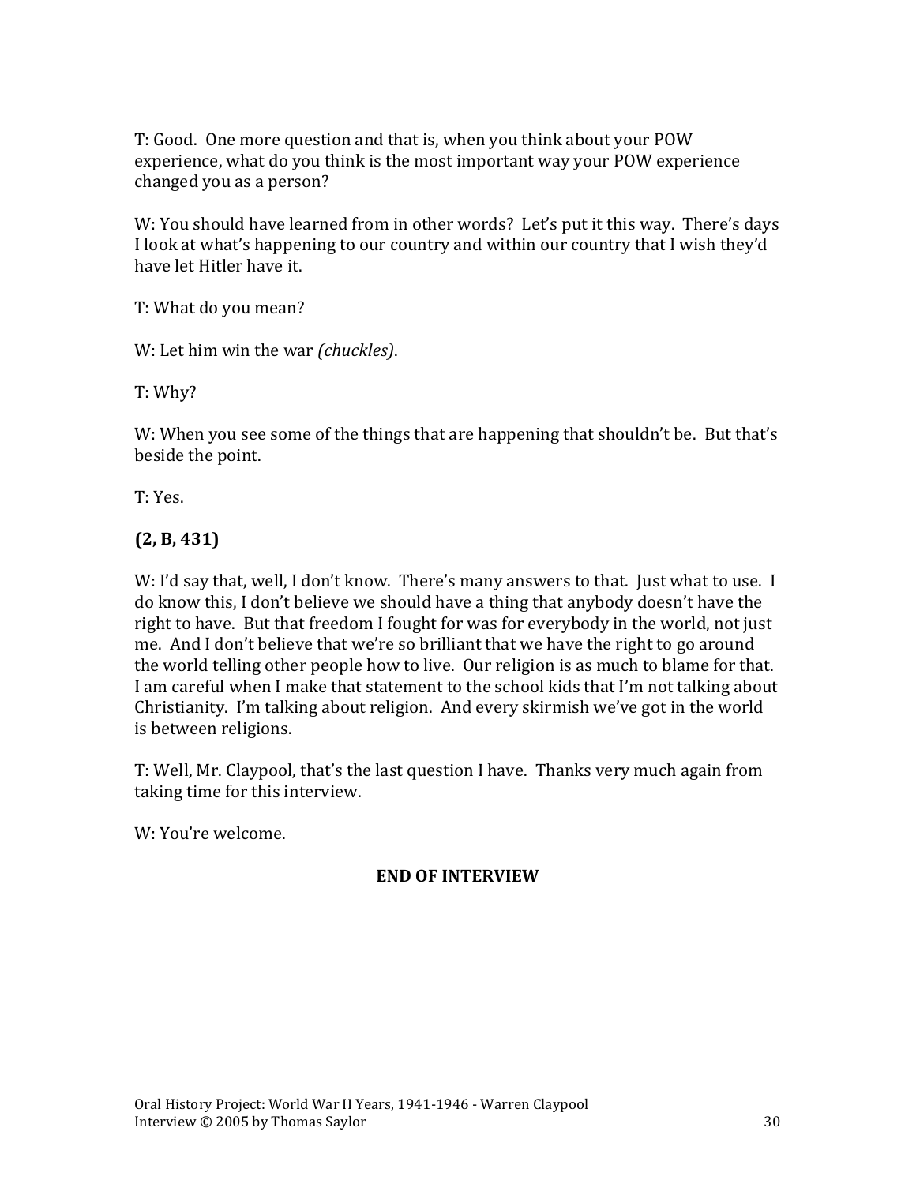T: Good. One more question and that is, when you think about your POW experience, what do you think is the most important way your POW experience changed you as a person?

W: You should have learned from in other words? Let's put it this way. There's days I look at what's happening to our country and within our country that I wish they'd have let Hitler have it.

T: What do you mean?

W: Let him win the war *(chuckles)*.

T: Why?

W: When you see some of the things that are happening that shouldn't be. But that's beside the point.

T: Yes.

**(2, B, 431)**

W: I'd say that, well, I don't know. There's many answers to that. Just what to use. I do know this, I don't believe we should have a thing that anybody doesn't have the right to have. But that freedom I fought for was for everybody in the world, not just me. And I don't believe that we're so brilliant that we have the right to go around the world telling other people how to live. Our religion is as much to blame for that. I am careful when I make that statement to the school kids that I'm not talking about Christianity. I'm talking about religion. And every skirmish we've got in the world is between religions.

T: Well, Mr. Claypool, that's the last question I have. Thanks very much again from taking time for this interview.

W: You're welcome.

**END OF INTERVIEW**